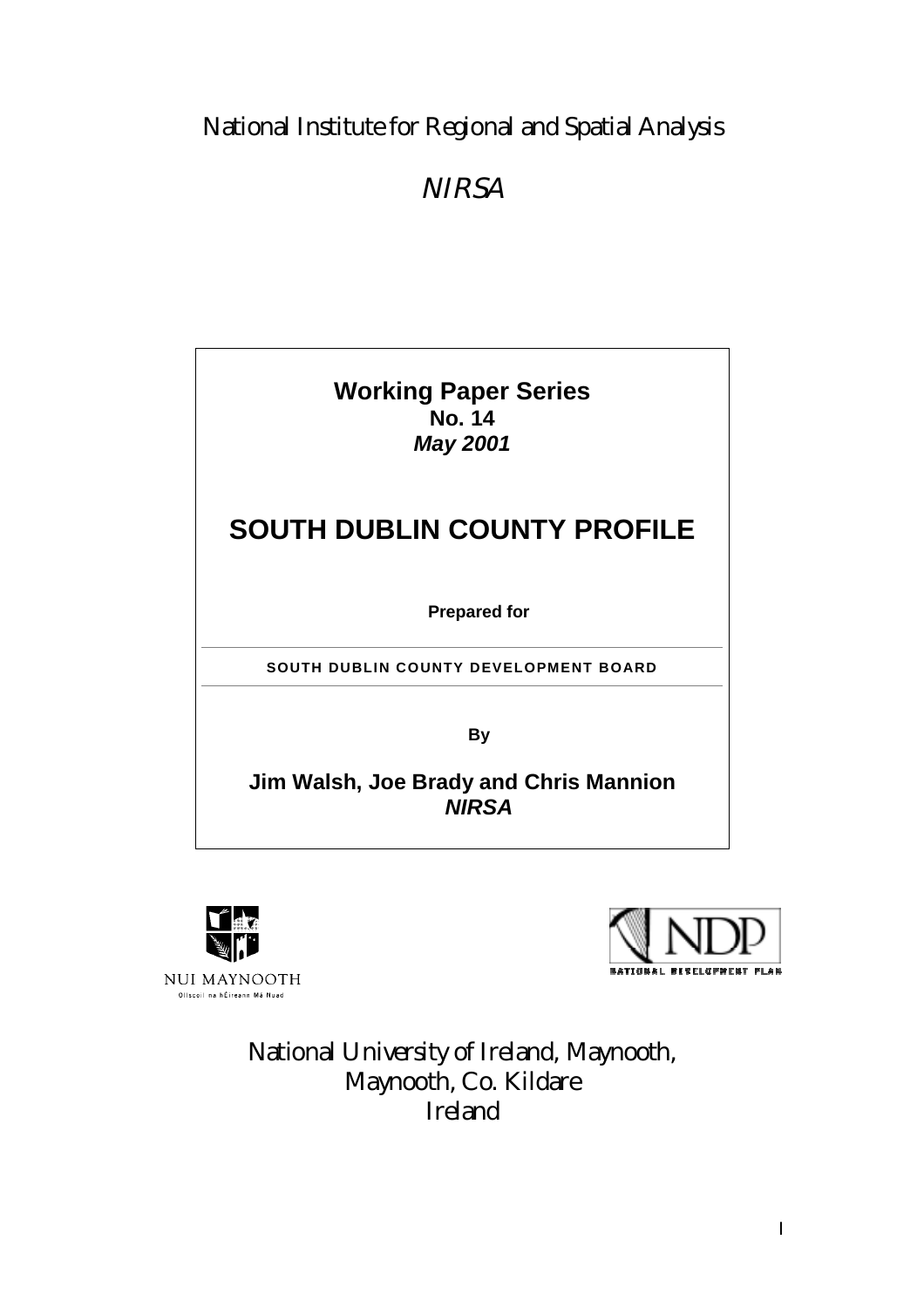National Institute for Regional and Spatial Analysis

*NIRSA*

**Working Paper Series**
**No. 14**
***May 2001***

# SOUTH DUBLIN COUNTY PROFILE

**Prepared for**

**SOUTH DUBLIN COUNTY DEVELOPMENT BOARD**

**By**

**Jim Walsh, Joe Brady and Chris Mannion**
***NIRSA***

NUI MAYNOOTH
Ollscoil na hÉireann Má Nuad

NDP
NATIONAL DEVELOPMENT PLAN

National University of Ireland, Maynooth,
Maynooth, Co. Kildare
Ireland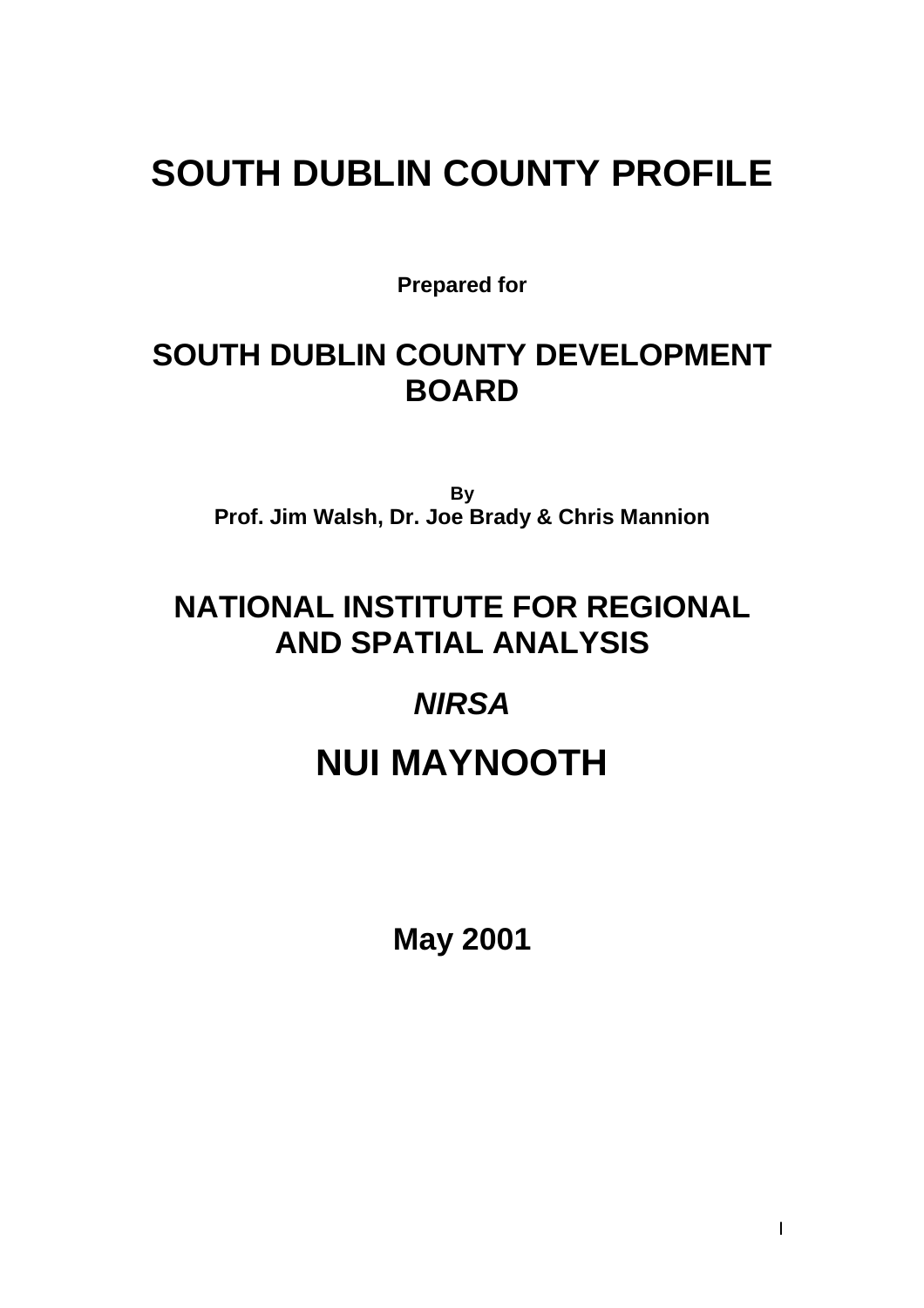# SOUTH DUBLIN COUNTY PROFILE

**Prepared for**

## SOUTH DUBLIN COUNTY DEVELOPMENT BOARD

**By**
**Prof. Jim Walsh, Dr. Joe Brady & Chris Mannion**

## NATIONAL INSTITUTE FOR REGIONAL AND SPATIAL ANALYSIS

***NIRSA***

# NUI MAYNOOTH

**May 2001**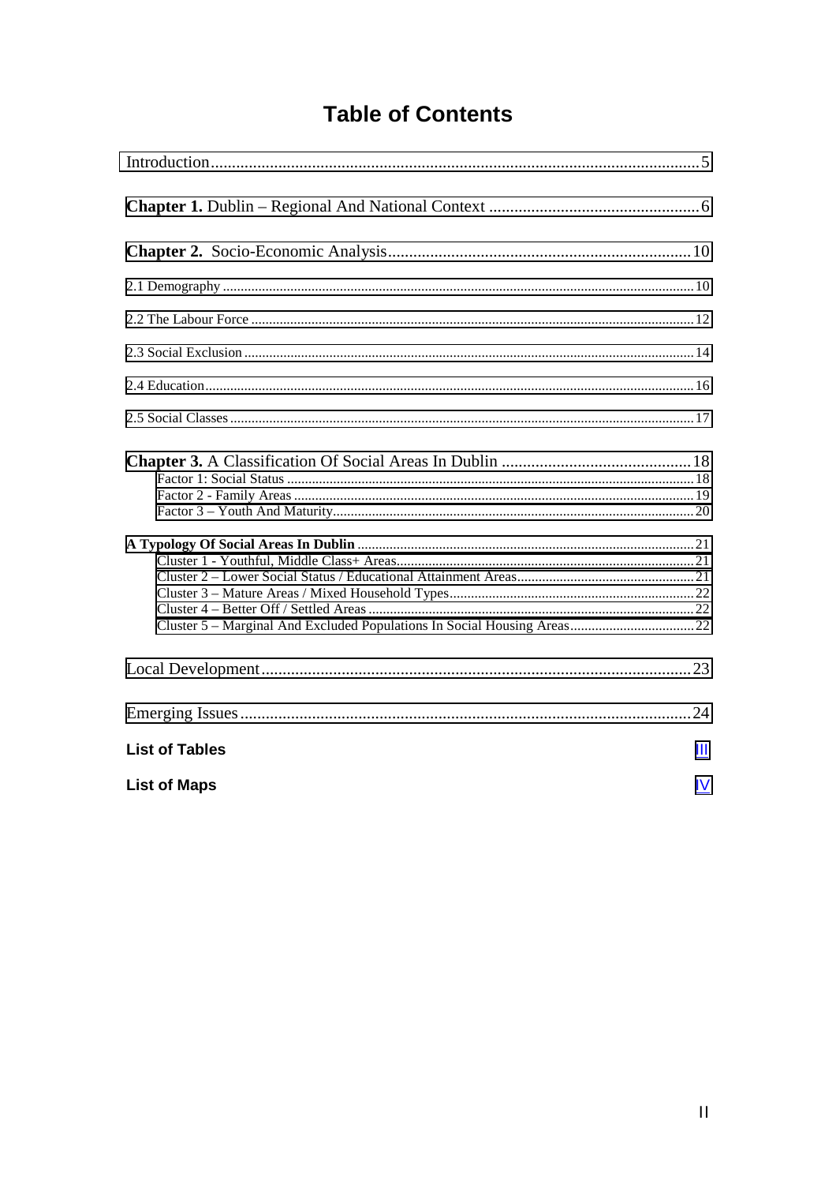# Table of Contents

Introduction .................................................................................................................... 5

**Chapter 1.** Dublin – Regional And National Context .................................................. 6

**Chapter 2.** Socio-Economic Analysis ........................................................................ 10

2.1 Demography ........................................................................................................ 10

2.2 The Labour Force ................................................................................................. 12

2.3 Social Exclusion ................................................................................................... 14

2.4 Education ............................................................................................................. 16

2.5 Social Classes ...................................................................................................... 17

**Chapter 3.** A Classification Of Social Areas In Dublin ............................................. 18

- Factor 1: Social Status ................................................................................. 18
- Factor 2 - Family Areas ............................................................................... 19
- Factor 3 – Youth And Maturity .................................................................... 20

**A Typology Of Social Areas In Dublin** ...................................................................... 21

- Cluster 1 - Youthful, Middle Class+ Areas ................................................... 21
- Cluster 2 – Lower Social Status / Educational Attainment Areas .................. 21
- Cluster 3 – Mature Areas / Mixed Household Types .................................... 22
- Cluster 4 – Better Off / Settled Areas ........................................................... 22
- Cluster 5 – Marginal And Excluded Populations In Social Housing Areas ..... 22

Local Development ...................................................................................................... 23

Emerging Issues ........................................................................................................... 24

**List of Tables** ............................................................................................................ III

**List of Maps** .............................................................................................................. IV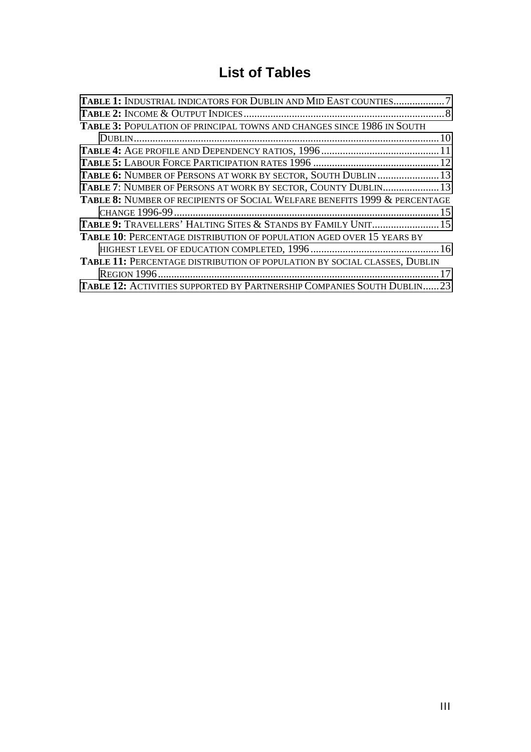# List of Tables

**Table 1:** Industrial indicators for Dublin and Mid East counties...................7
**Table 2:** Income & Output Indices...........................................................................8
**Table 3:** Population of principal towns and changes since 1986 in South Dublin...................................................................................................................10
**Table 4:** Age profile and Dependency ratios, 1996............................................11
**Table 5:** Labour Force Participation rates 1996...............................................12
**Table 6:** Number of Persons at work by sector, South Dublin.......................13
**Table 7**: Number of Persons at work by sector, County Dublin.....................13
**Table 8:** Number of recipients of Social Welfare benefits 1999 & percentage change 1996-99..................................................................................................15
**Table 9:** Travellers' Halting Sites & Stands by Family Unit.........................15
**Table 10**: Percentage distribution of population aged over 15 years by highest level of education completed, 1996................................................16
**Table 11:** Percentage distribution of population by social classes, Dublin Region 1996........................................................................................................17
**Table 12:** Activities supported by Partnership Companies South Dublin......23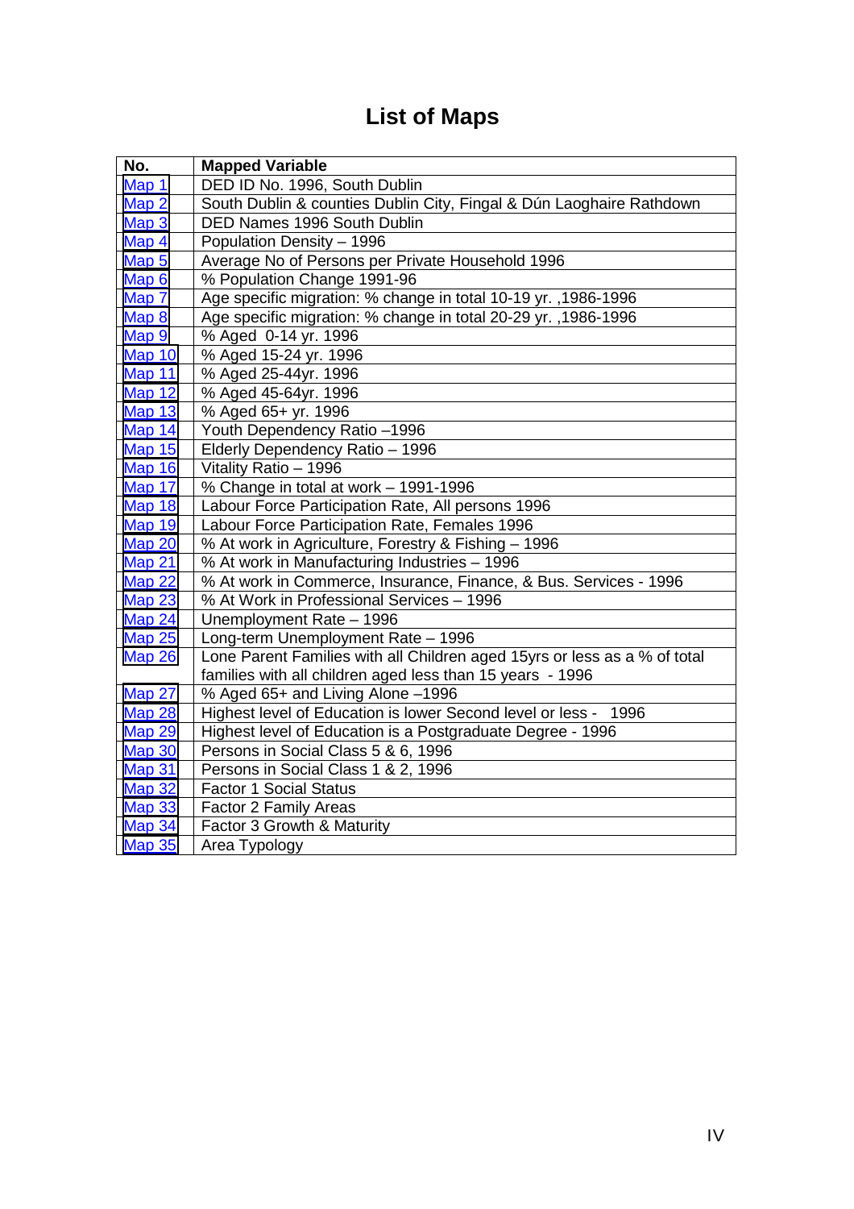# List of Maps

| No. | Mapped Variable |
|---|---|
| Map 1 | DED ID No. 1996, South Dublin |
| Map 2 | South Dublin & counties Dublin City, Fingal & Dún Laoghaire Rathdown |
| Map 3 | DED Names 1996 South Dublin |
| Map 4 | Population Density – 1996 |
| Map 5 | Average No of Persons per Private Household 1996 |
| Map 6 | % Population Change 1991-96 |
| Map 7 | Age specific migration: % change in total 10-19 yr. ,1986-1996 |
| Map 8 | Age specific migration: % change in total 20-29 yr. ,1986-1996 |
| Map 9 | % Aged 0-14 yr. 1996 |
| Map 10 | % Aged 15-24 yr. 1996 |
| Map 11 | % Aged 25-44yr. 1996 |
| Map 12 | % Aged 45-64yr. 1996 |
| Map 13 | % Aged 65+ yr. 1996 |
| Map 14 | Youth Dependency Ratio –1996 |
| Map 15 | Elderly Dependency Ratio – 1996 |
| Map 16 | Vitality Ratio – 1996 |
| Map 17 | % Change in total at work – 1991-1996 |
| Map 18 | Labour Force Participation Rate, All persons 1996 |
| Map 19 | Labour Force Participation Rate, Females 1996 |
| Map 20 | % At work in Agriculture, Forestry & Fishing – 1996 |
| Map 21 | % At work in Manufacturing Industries – 1996 |
| Map 22 | % At work in Commerce, Insurance, Finance, & Bus. Services - 1996 |
| Map 23 | % At Work in Professional Services – 1996 |
| Map 24 | Unemployment Rate – 1996 |
| Map 25 | Long-term Unemployment Rate – 1996 |
| Map 26 | Lone Parent Families with all Children aged 15yrs or less as a % of total families with all children aged less than 15 years - 1996 |
| Map 27 | % Aged 65+ and Living Alone –1996 |
| Map 28 | Highest level of Education is lower Second level or less - 1996 |
| Map 29 | Highest level of Education is a Postgraduate Degree - 1996 |
| Map 30 | Persons in Social Class 5 & 6, 1996 |
| Map 31 | Persons in Social Class 1 & 2, 1996 |
| Map 32 | Factor 1 Social Status |
| Map 33 | Factor 2 Family Areas |
| Map 34 | Factor 3 Growth & Maturity |
| Map 35 | Area Typology |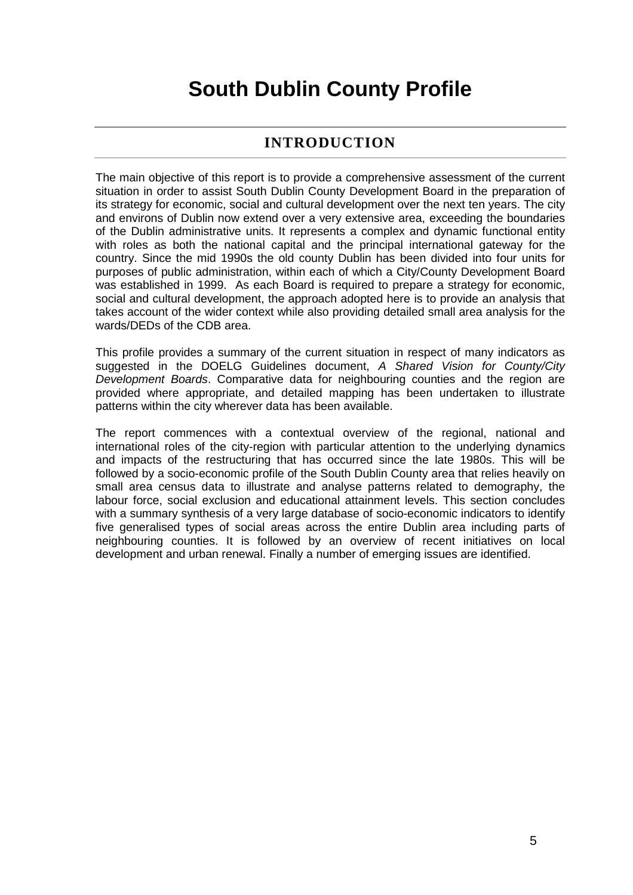# South Dublin County Profile

## INTRODUCTION

The main objective of this report is to provide a comprehensive assessment of the current situation in order to assist South Dublin County Development Board in the preparation of its strategy for economic, social and cultural development over the next ten years. The city and environs of Dublin now extend over a very extensive area, exceeding the boundaries of the Dublin administrative units. It represents a complex and dynamic functional entity with roles as both the national capital and the principal international gateway for the country. Since the mid 1990s the old county Dublin has been divided into four units for purposes of public administration, within each of which a City/County Development Board was established in 1999. As each Board is required to prepare a strategy for economic, social and cultural development, the approach adopted here is to provide an analysis that takes account of the wider context while also providing detailed small area analysis for the wards/DEDs of the CDB area.

This profile provides a summary of the current situation in respect of many indicators as suggested in the DOELG Guidelines document, *A Shared Vision for County/City Development Boards*. Comparative data for neighbouring counties and the region are provided where appropriate, and detailed mapping has been undertaken to illustrate patterns within the city wherever data has been available.

The report commences with a contextual overview of the regional, national and international roles of the city-region with particular attention to the underlying dynamics and impacts of the restructuring that has occurred since the late 1980s. This will be followed by a socio-economic profile of the South Dublin County area that relies heavily on small area census data to illustrate and analyse patterns related to demography, the labour force, social exclusion and educational attainment levels. This section concludes with a summary synthesis of a very large database of socio-economic indicators to identify five generalised types of social areas across the entire Dublin area including parts of neighbouring counties. It is followed by an overview of recent initiatives on local development and urban renewal. Finally a number of emerging issues are identified.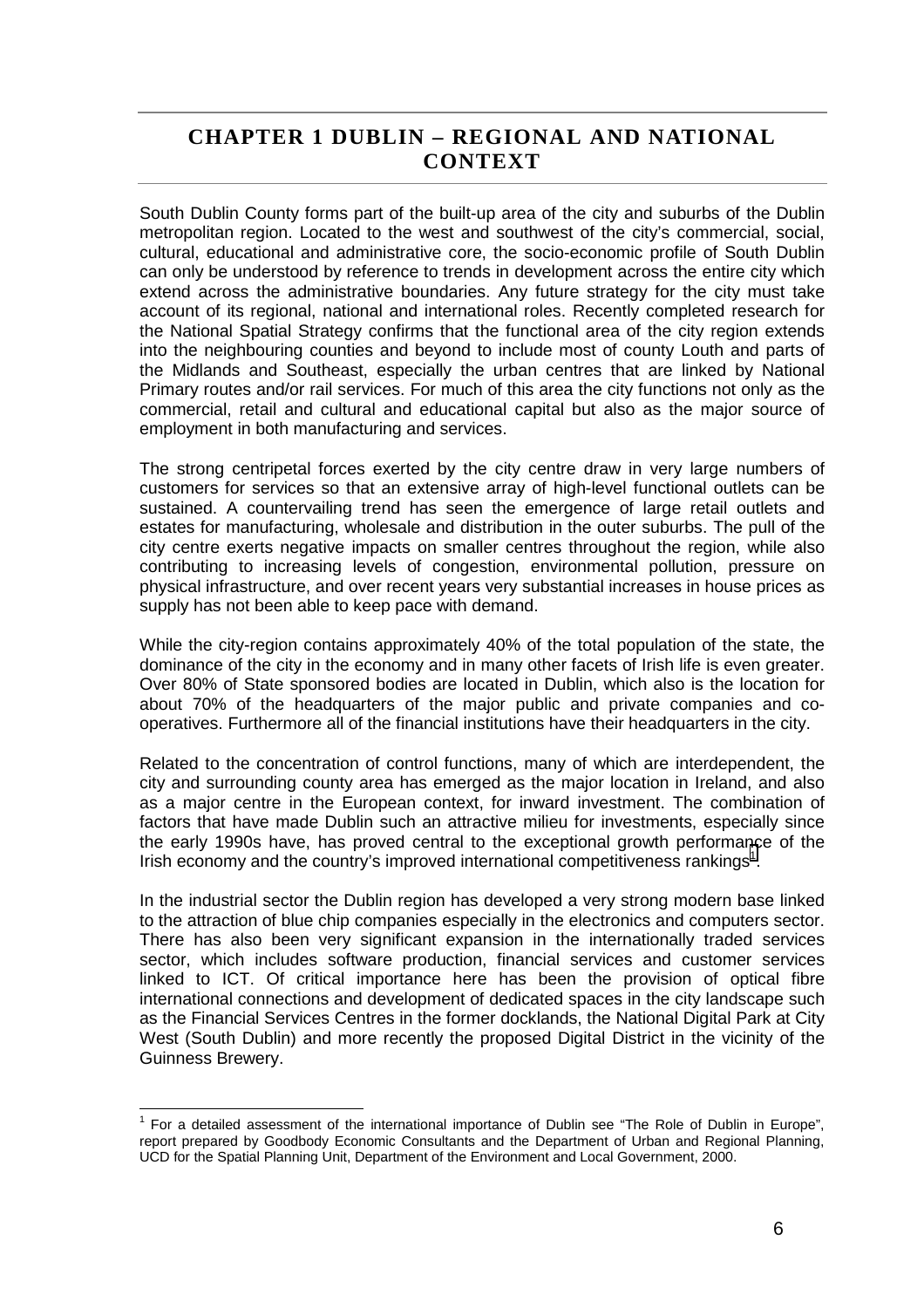# CHAPTER 1 DUBLIN – REGIONAL AND NATIONAL CONTEXT

South Dublin County forms part of the built-up area of the city and suburbs of the Dublin metropolitan region. Located to the west and southwest of the city's commercial, social, cultural, educational and administrative core, the socio-economic profile of South Dublin can only be understood by reference to trends in development across the entire city which extend across the administrative boundaries. Any future strategy for the city must take account of its regional, national and international roles. Recently completed research for the National Spatial Strategy confirms that the functional area of the city region extends into the neighbouring counties and beyond to include most of county Louth and parts of the Midlands and Southeast, especially the urban centres that are linked by National Primary routes and/or rail services. For much of this area the city functions not only as the commercial, retail and cultural and educational capital but also as the major source of employment in both manufacturing and services.

The strong centripetal forces exerted by the city centre draw in very large numbers of customers for services so that an extensive array of high-level functional outlets can be sustained. A countervailing trend has seen the emergence of large retail outlets and estates for manufacturing, wholesale and distribution in the outer suburbs. The pull of the city centre exerts negative impacts on smaller centres throughout the region, while also contributing to increasing levels of congestion, environmental pollution, pressure on physical infrastructure, and over recent years very substantial increases in house prices as supply has not been able to keep pace with demand.

While the city-region contains approximately 40% of the total population of the state, the dominance of the city in the economy and in many other facets of Irish life is even greater. Over 80% of State sponsored bodies are located in Dublin, which also is the location for about 70% of the headquarters of the major public and private companies and co-operatives. Furthermore all of the financial institutions have their headquarters in the city.

Related to the concentration of control functions, many of which are interdependent, the city and surrounding county area has emerged as the major location in Ireland, and also as a major centre in the European context, for inward investment. The combination of factors that have made Dublin such an attractive milieu for investments, especially since the early 1990s have, has proved central to the exceptional growth performance of the Irish economy and the country's improved international competitiveness rankings[1].

In the industrial sector the Dublin region has developed a very strong modern base linked to the attraction of blue chip companies especially in the electronics and computers sector. There has also been very significant expansion in the internationally traded services sector, which includes software production, financial services and customer services linked to ICT. Of critical importance here has been the provision of optical fibre international connections and development of dedicated spaces in the city landscape such as the Financial Services Centres in the former docklands, the National Digital Park at City West (South Dublin) and more recently the proposed Digital District in the vicinity of the Guinness Brewery.

[1] For a detailed assessment of the international importance of Dublin see "The Role of Dublin in Europe", report prepared by Goodbody Economic Consultants and the Department of Urban and Regional Planning, UCD for the Spatial Planning Unit, Department of the Environment and Local Government, 2000.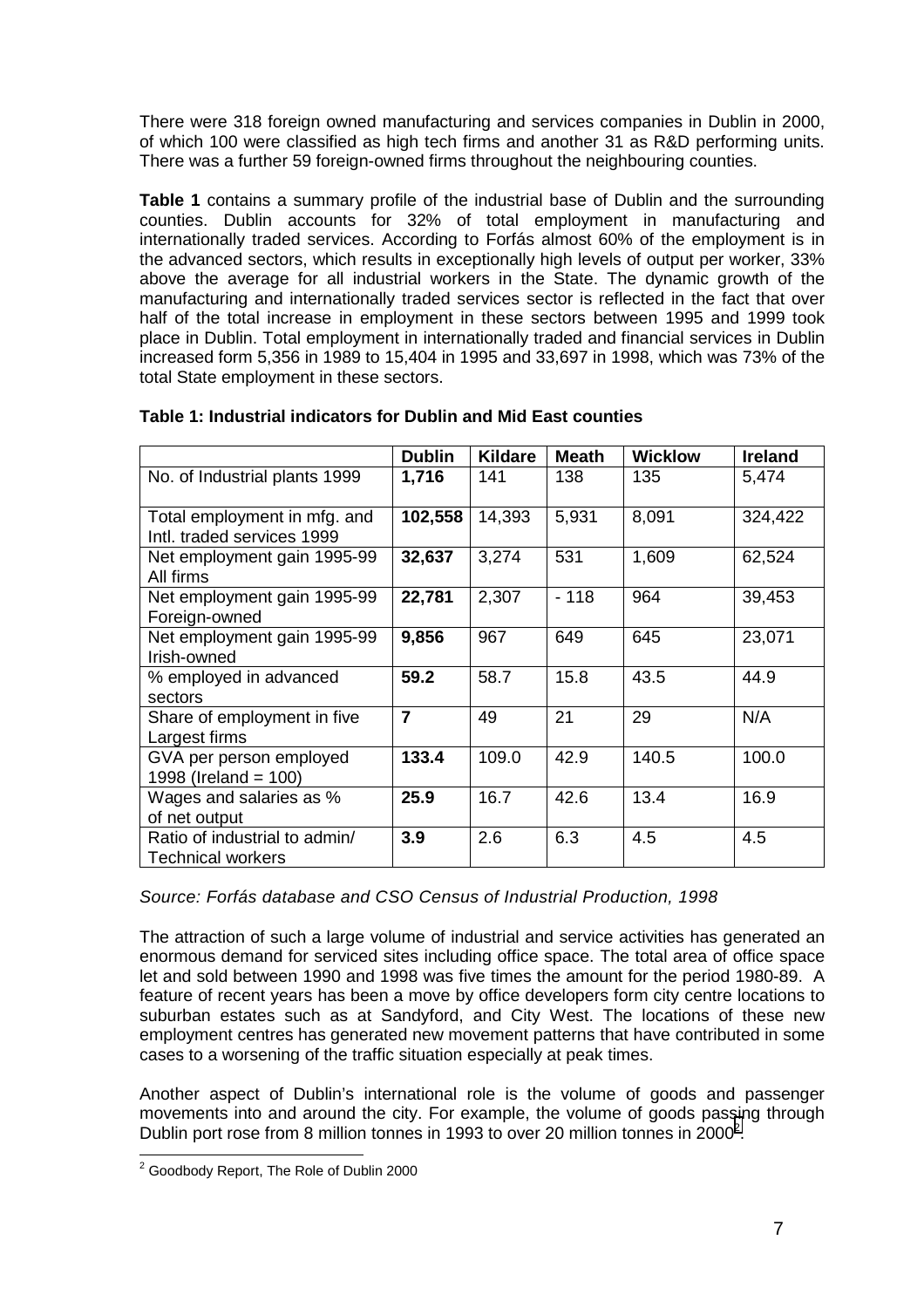There were 318 foreign owned manufacturing and services companies in Dublin in 2000, of which 100 were classified as high tech firms and another 31 as R&D performing units. There was a further 59 foreign-owned firms throughout the neighbouring counties.

**Table 1** contains a summary profile of the industrial base of Dublin and the surrounding counties. Dublin accounts for 32% of total employment in manufacturing and internationally traded services. According to Forfás almost 60% of the employment is in the advanced sectors, which results in exceptionally high levels of output per worker, 33% above the average for all industrial workers in the State. The dynamic growth of the manufacturing and internationally traded services sector is reflected in the fact that over half of the total increase in employment in these sectors between 1995 and 1999 took place in Dublin. Total employment in internationally traded and financial services in Dublin increased form 5,356 in 1989 to 15,404 in 1995 and 33,697 in 1998, which was 73% of the total State employment in these sectors.

**Table 1: Industrial indicators for Dublin and Mid East counties**

| | **Dublin** | **Kildare** | **Meath** | **Wicklow** | **Ireland** |
|---|---|---|---|---|---|
| No. of Industrial plants 1999 | **1,716** | 141 | 138 | 135 | 5,474 |
| Total employment in mfg. and Intl. traded services 1999 | **102,558** | 14,393 | 5,931 | 8,091 | 324,422 |
| Net employment gain 1995-99 All firms | **32,637** | 3,274 | 531 | 1,609 | 62,524 |
| Net employment gain 1995-99 Foreign-owned | **22,781** | 2,307 | - 118 | 964 | 39,453 |
| Net employment gain 1995-99 Irish-owned | **9,856** | 967 | 649 | 645 | 23,071 |
| % employed in advanced sectors | **59.2** | 58.7 | 15.8 | 43.5 | 44.9 |
| Share of employment in five Largest firms | **7** | 49 | 21 | 29 | N/A |
| GVA per person employed 1998 (Ireland = 100) | **133.4** | 109.0 | 42.9 | 140.5 | 100.0 |
| Wages and salaries as % of net output | **25.9** | 16.7 | 42.6 | 13.4 | 16.9 |
| Ratio of industrial to admin/ Technical workers | **3.9** | 2.6 | 6.3 | 4.5 | 4.5 |

*Source: Forfás database and CSO Census of Industrial Production, 1998*

The attraction of such a large volume of industrial and service activities has generated an enormous demand for serviced sites including office space. The total area of office space let and sold between 1990 and 1998 was five times the amount for the period 1980-89. A feature of recent years has been a move by office developers form city centre locations to suburban estates such as at Sandyford, and City West. The locations of these new employment centres has generated new movement patterns that have contributed in some cases to a worsening of the traffic situation especially at peak times.

Another aspect of Dublin's international role is the volume of goods and passenger movements into and around the city. For example, the volume of goods passing through Dublin port rose from 8 million tonnes in 1993 to over 20 million tonnes in 2000[2].

[2] Goodbody Report, The Role of Dublin 2000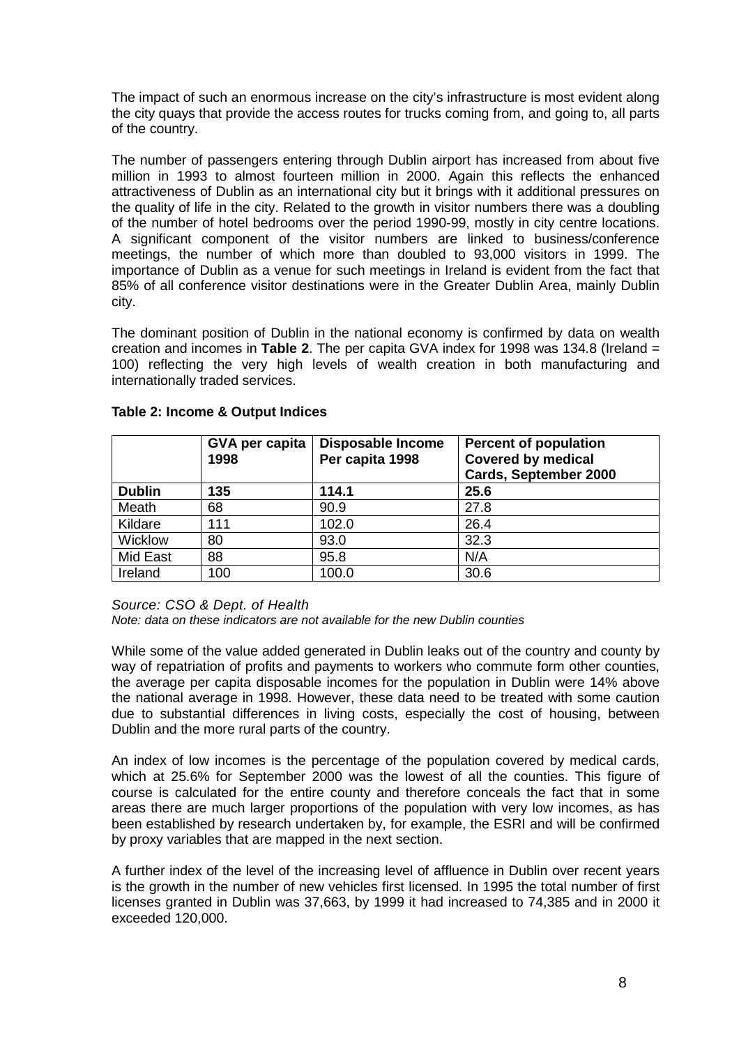The impact of such an enormous increase on the city's infrastructure is most evident along the city quays that provide the access routes for trucks coming from, and going to, all parts of the country.

The number of passengers entering through Dublin airport has increased from about five million in 1993 to almost fourteen million in 2000. Again this reflects the enhanced attractiveness of Dublin as an international city but it brings with it additional pressures on the quality of life in the city. Related to the growth in visitor numbers there was a doubling of the number of hotel bedrooms over the period 1990-99, mostly in city centre locations. A significant component of the visitor numbers are linked to business/conference meetings, the number of which more than doubled to 93,000 visitors in 1999. The importance of Dublin as a venue for such meetings in Ireland is evident from the fact that 85% of all conference visitor destinations were in the Greater Dublin Area, mainly Dublin city.

The dominant position of Dublin in the national economy is confirmed by data on wealth creation and incomes in **Table 2**. The per capita GVA index for 1998 was 134.8 (Ireland = 100) reflecting the very high levels of wealth creation in both manufacturing and internationally traded services.

**Table 2: Income & Output Indices**

| | GVA per capita 1998 | Disposable Income Per capita 1998 | Percent of population Covered by medical Cards, September 2000 |
|---|---|---|---|
| **Dublin** | **135** | **114.1** | **25.6** |
| Meath | 68 | 90.9 | 27.8 |
| Kildare | 111 | 102.0 | 26.4 |
| Wicklow | 80 | 93.0 | 32.3 |
| Mid East | 88 | 95.8 | N/A |
| Ireland | 100 | 100.0 | 30.6 |

*Source: CSO & Dept. of Health*

*Note: data on these indicators are not available for the new Dublin counties*

While some of the value added generated in Dublin leaks out of the country and county by way of repatriation of profits and payments to workers who commute form other counties, the average per capita disposable incomes for the population in Dublin were 14% above the national average in 1998. However, these data need to be treated with some caution due to substantial differences in living costs, especially the cost of housing, between Dublin and the more rural parts of the country.

An index of low incomes is the percentage of the population covered by medical cards, which at 25.6% for September 2000 was the lowest of all the counties. This figure of course is calculated for the entire county and therefore conceals the fact that in some areas there are much larger proportions of the population with very low incomes, as has been established by research undertaken by, for example, the ESRI and will be confirmed by proxy variables that are mapped in the next section.

A further index of the level of the increasing level of affluence in Dublin over recent years is the growth in the number of new vehicles first licensed. In 1995 the total number of first licenses granted in Dublin was 37,663, by 1999 it had increased to 74,385 and in 2000 it exceeded 120,000.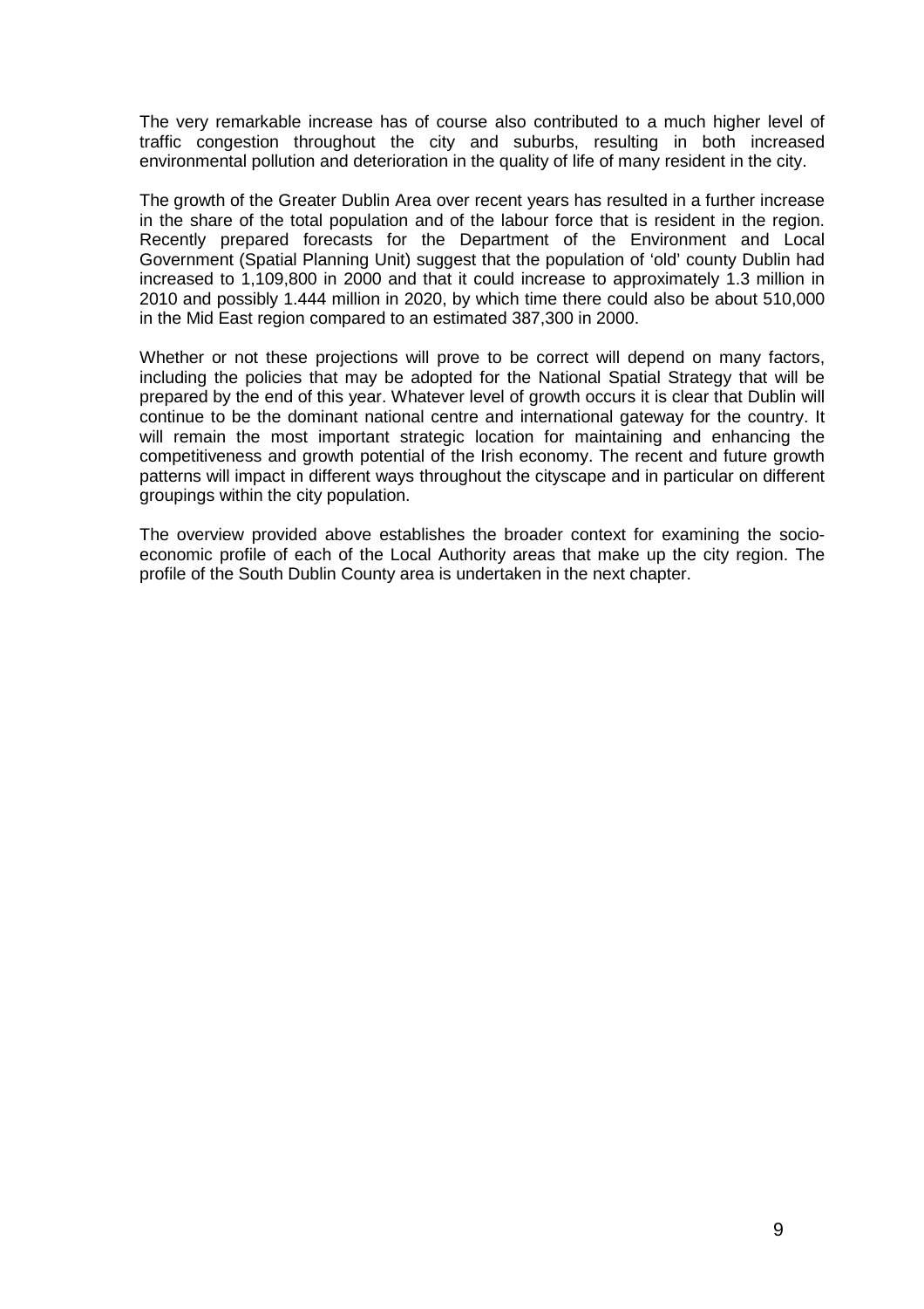The very remarkable increase has of course also contributed to a much higher level of traffic congestion throughout the city and suburbs, resulting in both increased environmental pollution and deterioration in the quality of life of many resident in the city.

The growth of the Greater Dublin Area over recent years has resulted in a further increase in the share of the total population and of the labour force that is resident in the region. Recently prepared forecasts for the Department of the Environment and Local Government (Spatial Planning Unit) suggest that the population of 'old' county Dublin had increased to 1,109,800 in 2000 and that it could increase to approximately 1.3 million in 2010 and possibly 1.444 million in 2020, by which time there could also be about 510,000 in the Mid East region compared to an estimated 387,300 in 2000.

Whether or not these projections will prove to be correct will depend on many factors, including the policies that may be adopted for the National Spatial Strategy that will be prepared by the end of this year. Whatever level of growth occurs it is clear that Dublin will continue to be the dominant national centre and international gateway for the country. It will remain the most important strategic location for maintaining and enhancing the competitiveness and growth potential of the Irish economy. The recent and future growth patterns will impact in different ways throughout the cityscape and in particular on different groupings within the city population.

The overview provided above establishes the broader context for examining the socio-economic profile of each of the Local Authority areas that make up the city region. The profile of the South Dublin County area is undertaken in the next chapter.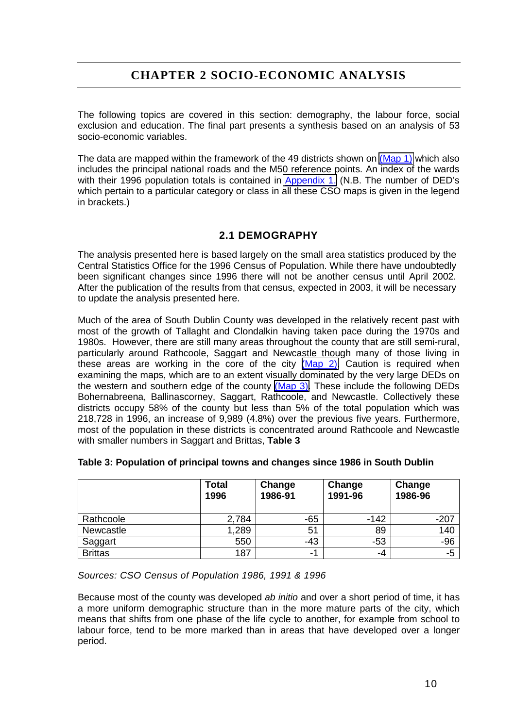# CHAPTER 2 SOCIO-ECONOMIC ANALYSIS

The following topics are covered in this section: demography, the labour force, social exclusion and education. The final part presents a synthesis based on an analysis of 53 socio-economic variables.

The data are mapped within the framework of the 49 districts shown on (Map 1) which also includes the principal national roads and the M50 reference points. An index of the wards with their 1996 population totals is contained in Appendix 1. (N.B. The number of DED's which pertain to a particular category or class in all these CSO maps is given in the legend in brackets.)

## 2.1 DEMOGRAPHY

The analysis presented here is based largely on the small area statistics produced by the Central Statistics Office for the 1996 Census of Population. While there have undoubtedly been significant changes since 1996 there will not be another census until April 2002. After the publication of the results from that census, expected in 2003, it will be necessary to update the analysis presented here.

Much of the area of South Dublin County was developed in the relatively recent past with most of the growth of Tallaght and Clondalkin having taken pace during the 1970s and 1980s. However, there are still many areas throughout the county that are still semi-rural, particularly around Rathcoole, Saggart and Newcastle though many of those living in these areas are working in the core of the city (Map 2). Caution is required when examining the maps, which are to an extent visually dominated by the very large DEDs on the western and southern edge of the county (Map 3). These include the following DEDs Bohernabreena, Ballinascorney, Saggart, Rathcoole, and Newcastle. Collectively these districts occupy 58% of the county but less than 5% of the total population which was 218,728 in 1996, an increase of 9,989 (4.8%) over the previous five years. Furthermore, most of the population in these districts is concentrated around Rathcoole and Newcastle with smaller numbers in Saggart and Brittas, **Table 3**

**Table 3: Population of principal towns and changes since 1986 in South Dublin**

| | Total 1996 | Change 1986-91 | Change 1991-96 | Change 1986-96 |
|---|---|---|---|---|
| Rathcoole | 2,784 | -65 | -142 | -207 |
| Newcastle | 1,289 | 51 | 89 | 140 |
| Saggart | 550 | -43 | -53 | -96 |
| Brittas | 187 | -1 | -4 | -5 |

*Sources: CSO Census of Population 1986, 1991 & 1996*

Because most of the county was developed *ab initio* and over a short period of time, it has a more uniform demographic structure than in the more mature parts of the city, which means that shifts from one phase of the life cycle to another, for example from school to labour force, tend to be more marked than in areas that have developed over a longer period.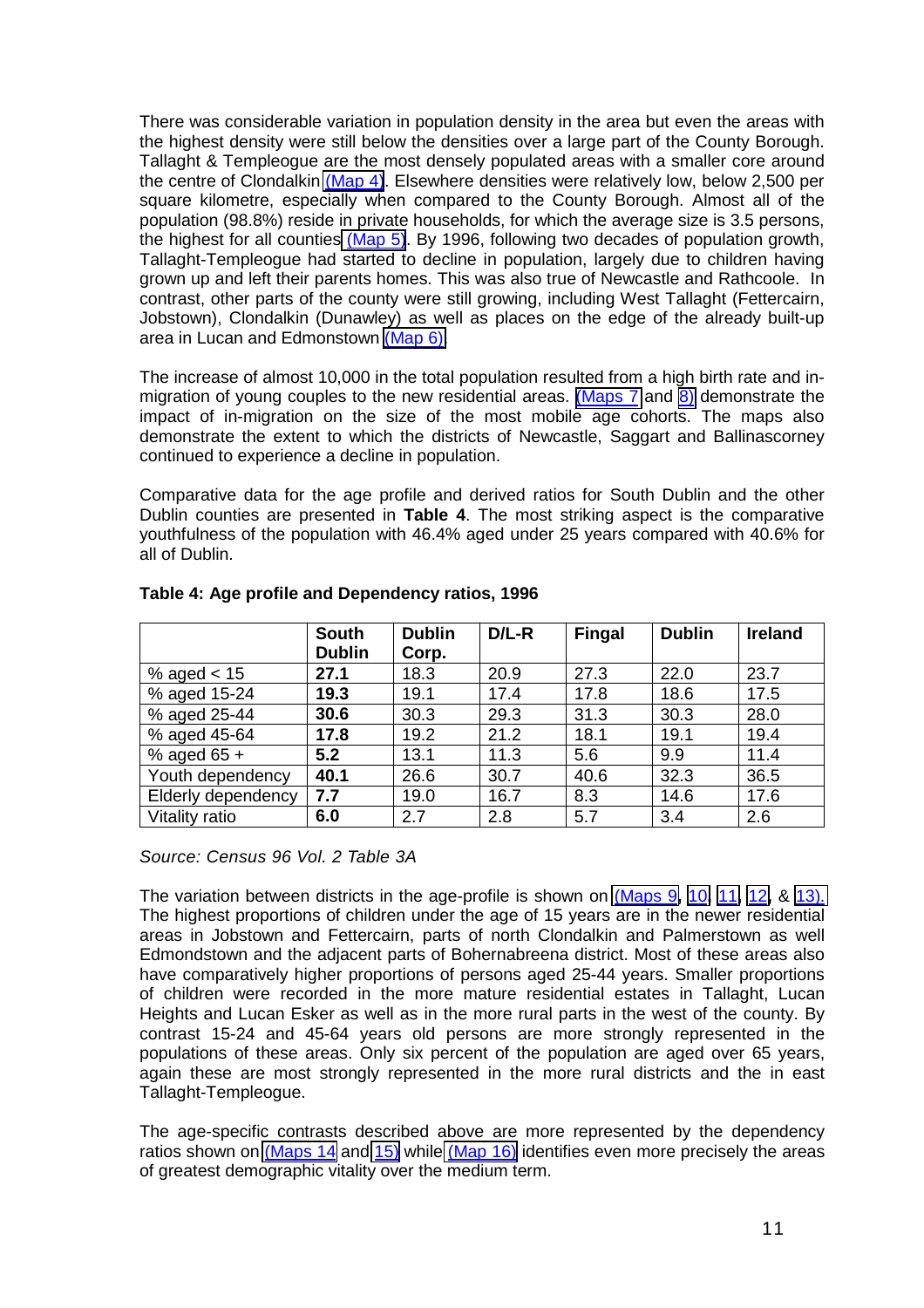There was considerable variation in population density in the area but even the areas with the highest density were still below the densities over a large part of the County Borough. Tallaght & Templeogue are the most densely populated areas with a smaller core around the centre of Clondalkin (Map 4). Elsewhere densities were relatively low, below 2,500 per square kilometre, especially when compared to the County Borough. Almost all of the population (98.8%) reside in private households, for which the average size is 3.5 persons, the highest for all counties (Map 5). By 1996, following two decades of population growth, Tallaght-Templeogue had started to decline in population, largely due to children having grown up and left their parents homes. This was also true of Newcastle and Rathcoole. In contrast, other parts of the county were still growing, including West Tallaght (Fettercairn, Jobstown), Clondalkin (Dunawley) as well as places on the edge of the already built-up area in Lucan and Edmonstown (Map 6).

The increase of almost 10,000 in the total population resulted from a high birth rate and in-migration of young couples to the new residential areas. (Maps 7 and 8) demonstrate the impact of in-migration on the size of the most mobile age cohorts. The maps also demonstrate the extent to which the districts of Newcastle, Saggart and Ballinascorney continued to experience a decline in population.

Comparative data for the age profile and derived ratios for South Dublin and the other Dublin counties are presented in **Table 4**. The most striking aspect is the comparative youthfulness of the population with 46.4% aged under 25 years compared with 40.6% for all of Dublin.

**Table 4: Age profile and Dependency ratios, 1996**

| | South Dublin | Dublin Corp. | D/L-R | Fingal | Dublin | Ireland |
|---|---|---|---|---|---|---|
| % aged < 15 | **27.1** | 18.3 | 20.9 | 27.3 | 22.0 | 23.7 |
| % aged 15-24 | **19.3** | 19.1 | 17.4 | 17.8 | 18.6 | 17.5 |
| % aged 25-44 | **30.6** | 30.3 | 29.3 | 31.3 | 30.3 | 28.0 |
| % aged 45-64 | **17.8** | 19.2 | 21.2 | 18.1 | 19.1 | 19.4 |
| % aged 65 + | **5.2** | 13.1 | 11.3 | 5.6 | 9.9 | 11.4 |
| Youth dependency | **40.1** | 26.6 | 30.7 | 40.6 | 32.3 | 36.5 |
| Elderly dependency | **7.7** | 19.0 | 16.7 | 8.3 | 14.6 | 17.6 |
| Vitality ratio | **6.0** | 2.7 | 2.8 | 5.7 | 3.4 | 2.6 |

*Source: Census 96 Vol. 2 Table 3A*

The variation between districts in the age-profile is shown on (Maps 9, 10, 11, 12, & 13). The highest proportions of children under the age of 15 years are in the newer residential areas in Jobstown and Fettercairn, parts of north Clondalkin and Palmerstown as well Edmondstown and the adjacent parts of Bohernabreena district. Most of these areas also have comparatively higher proportions of persons aged 25-44 years. Smaller proportions of children were recorded in the more mature residential estates in Tallaght, Lucan Heights and Lucan Esker as well as in the more rural parts in the west of the county. By contrast 15-24 and 45-64 years old persons are more strongly represented in the populations of these areas. Only six percent of the population are aged over 65 years, again these are most strongly represented in the more rural districts and the in east Tallaght-Templeogue.

The age-specific contrasts described above are more represented by the dependency ratios shown on (Maps 14 and 15) while (Map 16) identifies even more precisely the areas of greatest demographic vitality over the medium term.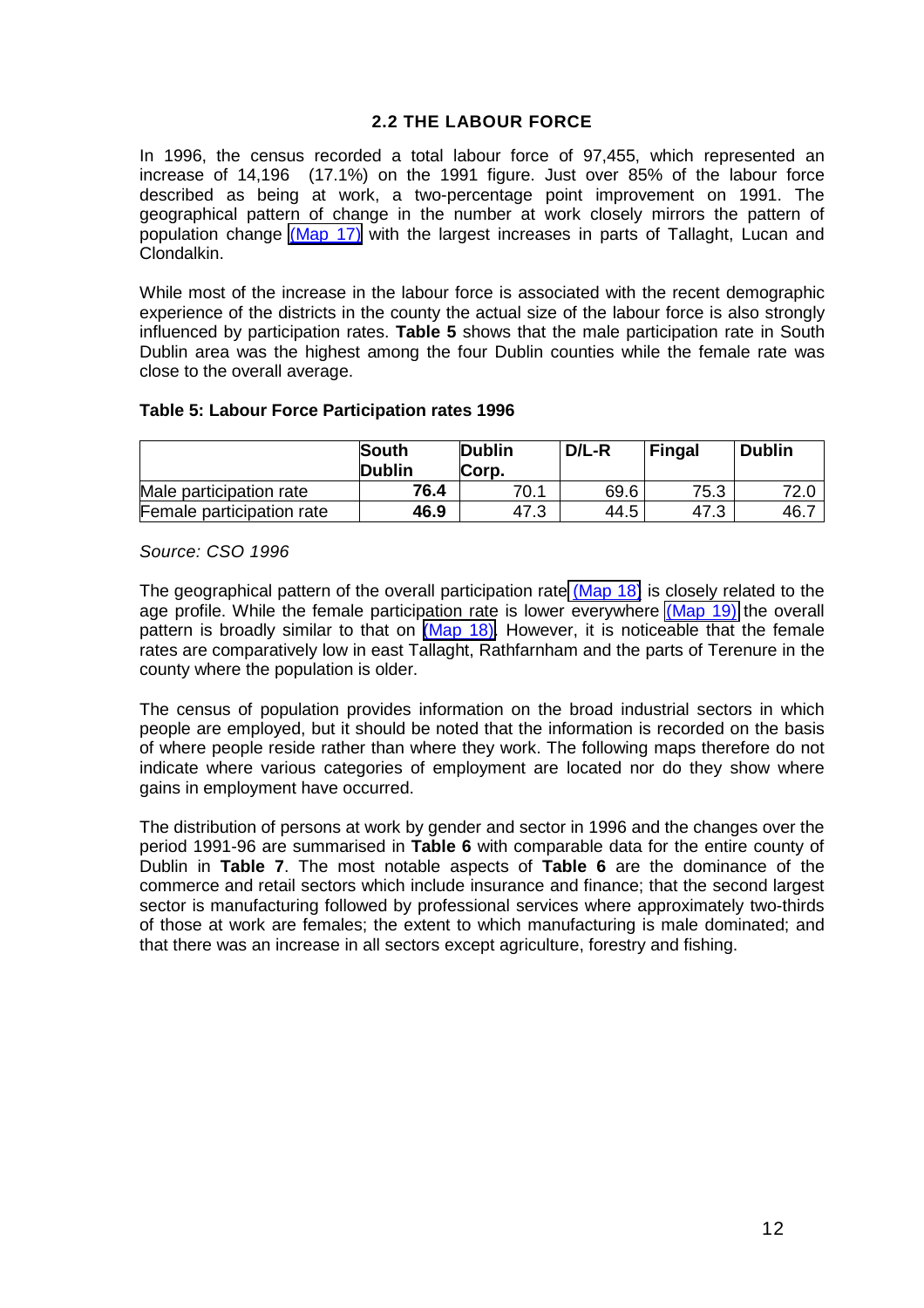## 2.2 THE LABOUR FORCE

In 1996, the census recorded a total labour force of 97,455, which represented an increase of 14,196 (17.1%) on the 1991 figure. Just over 85% of the labour force described as being at work, a two-percentage point improvement on 1991. The geographical pattern of change in the number at work closely mirrors the pattern of population change (Map 17) with the largest increases in parts of Tallaght, Lucan and Clondalkin.

While most of the increase in the labour force is associated with the recent demographic experience of the districts in the county the actual size of the labour force is also strongly influenced by participation rates. **Table 5** shows that the male participation rate in South Dublin area was the highest among the four Dublin counties while the female rate was close to the overall average.

**Table 5: Labour Force Participation rates 1996**

| | South Dublin | Dublin Corp. | D/L-R | Fingal | Dublin |
|---|---|---|---|---|---|
| Male participation rate | **76.4** | 70.1 | 69.6 | 75.3 | 72.0 |
| Female participation rate | **46.9** | 47.3 | 44.5 | 47.3 | 46.7 |

*Source: CSO 1996*

The geographical pattern of the overall participation rate (Map 18) is closely related to the age profile. While the female participation rate is lower everywhere (Map 19) the overall pattern is broadly similar to that on (Map 18). However, it is noticeable that the female rates are comparatively low in east Tallaght, Rathfarnham and the parts of Terenure in the county where the population is older.

The census of population provides information on the broad industrial sectors in which people are employed, but it should be noted that the information is recorded on the basis of where people reside rather than where they work. The following maps therefore do not indicate where various categories of employment are located nor do they show where gains in employment have occurred.

The distribution of persons at work by gender and sector in 1996 and the changes over the period 1991-96 are summarised in **Table 6** with comparable data for the entire county of Dublin in **Table 7**. The most notable aspects of **Table 6** are the dominance of the commerce and retail sectors which include insurance and finance; that the second largest sector is manufacturing followed by professional services where approximately two-thirds of those at work are females; the extent to which manufacturing is male dominated; and that there was an increase in all sectors except agriculture, forestry and fishing.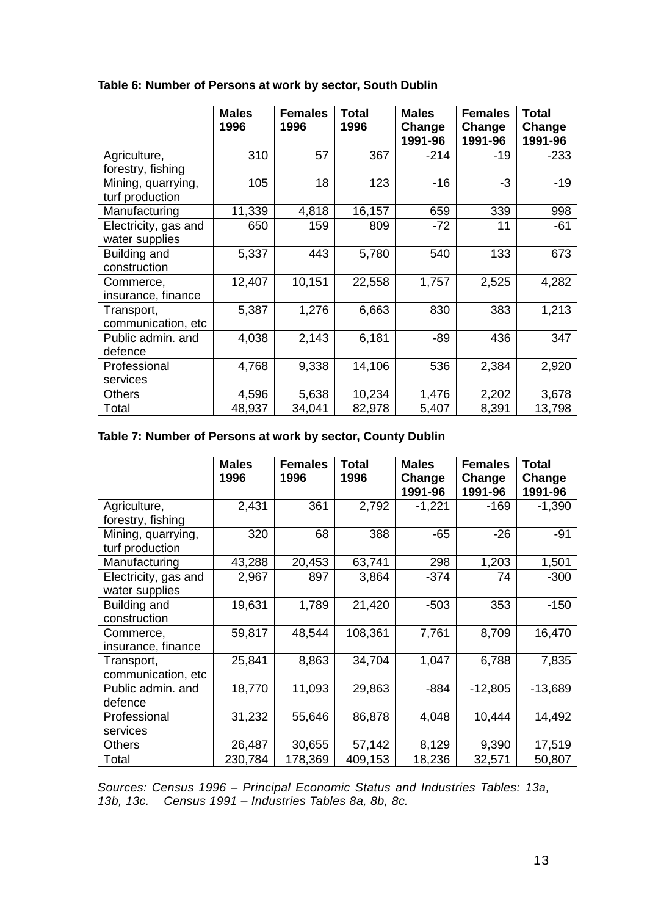**Table 6: Number of Persons at work by sector, South Dublin**

| | Males 1996 | Females 1996 | Total 1996 | Males Change 1991-96 | Females Change 1991-96 | Total Change 1991-96 |
|---|---|---|---|---|---|---|
| Agriculture, forestry, fishing | 310 | 57 | 367 | -214 | -19 | -233 |
| Mining, quarrying, turf production | 105 | 18 | 123 | -16 | -3 | -19 |
| Manufacturing | 11,339 | 4,818 | 16,157 | 659 | 339 | 998 |
| Electricity, gas and water supplies | 650 | 159 | 809 | -72 | 11 | -61 |
| Building and construction | 5,337 | 443 | 5,780 | 540 | 133 | 673 |
| Commerce, insurance, finance | 12,407 | 10,151 | 22,558 | 1,757 | 2,525 | 4,282 |
| Transport, communication, etc | 5,387 | 1,276 | 6,663 | 830 | 383 | 1,213 |
| Public admin. and defence | 4,038 | 2,143 | 6,181 | -89 | 436 | 347 |
| Professional services | 4,768 | 9,338 | 14,106 | 536 | 2,384 | 2,920 |
| Others | 4,596 | 5,638 | 10,234 | 1,476 | 2,202 | 3,678 |
| Total | 48,937 | 34,041 | 82,978 | 5,407 | 8,391 | 13,798 |

**Table 7: Number of Persons at work by sector, County Dublin**

| | Males 1996 | Females 1996 | Total 1996 | Males Change 1991-96 | Females Change 1991-96 | Total Change 1991-96 |
|---|---|---|---|---|---|---|
| Agriculture, forestry, fishing | 2,431 | 361 | 2,792 | -1,221 | -169 | -1,390 |
| Mining, quarrying, turf production | 320 | 68 | 388 | -65 | -26 | -91 |
| Manufacturing | 43,288 | 20,453 | 63,741 | 298 | 1,203 | 1,501 |
| Electricity, gas and water supplies | 2,967 | 897 | 3,864 | -374 | 74 | -300 |
| Building and construction | 19,631 | 1,789 | 21,420 | -503 | 353 | -150 |
| Commerce, insurance, finance | 59,817 | 48,544 | 108,361 | 7,761 | 8,709 | 16,470 |
| Transport, communication, etc | 25,841 | 8,863 | 34,704 | 1,047 | 6,788 | 7,835 |
| Public admin. and defence | 18,770 | 11,093 | 29,863 | -884 | -12,805 | -13,689 |
| Professional services | 31,232 | 55,646 | 86,878 | 4,048 | 10,444 | 14,492 |
| Others | 26,487 | 30,655 | 57,142 | 8,129 | 9,390 | 17,519 |
| Total | 230,784 | 178,369 | 409,153 | 18,236 | 32,571 | 50,807 |

*Sources: Census 1996 – Principal Economic Status and Industries Tables: 13a, 13b, 13c. Census 1991 – Industries Tables 8a, 8b, 8c.*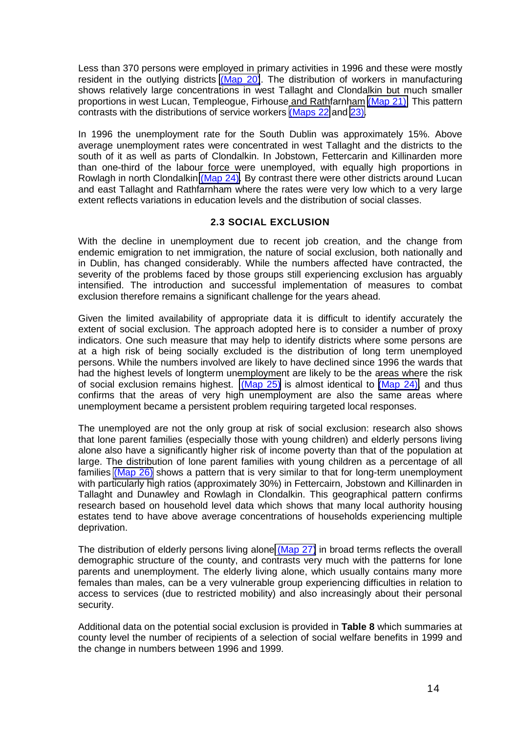Less than 370 persons were employed in primary activities in 1996 and these were mostly resident in the outlying districts (Map 20). The distribution of workers in manufacturing shows relatively large concentrations in west Tallaght and Clondalkin but much smaller proportions in west Lucan, Templeogue, Firhouse and Rathfarnham (Map 21). This pattern contrasts with the distributions of service workers (Maps 22 and 23).

In 1996 the unemployment rate for the South Dublin was approximately 15%. Above average unemployment rates were concentrated in west Tallaght and the districts to the south of it as well as parts of Clondalkin. In Jobstown, Fettercarin and Killinarden more than one-third of the labour force were unemployed, with equally high proportions in Rowlagh in north Clondalkin (Map 24). By contrast there were other districts around Lucan and east Tallaght and Rathfarnham where the rates were very low which to a very large extent reflects variations in education levels and the distribution of social classes.

### 2.3 SOCIAL EXCLUSION

With the decline in unemployment due to recent job creation, and the change from endemic emigration to net immigration, the nature of social exclusion, both nationally and in Dublin, has changed considerably. While the numbers affected have contracted, the severity of the problems faced by those groups still experiencing exclusion has arguably intensified. The introduction and successful implementation of measures to combat exclusion therefore remains a significant challenge for the years ahead.

Given the limited availability of appropriate data it is difficult to identify accurately the extent of social exclusion. The approach adopted here is to consider a number of proxy indicators. One such measure that may help to identify districts where some persons are at a high risk of being socially excluded is the distribution of long term unemployed persons. While the numbers involved are likely to have declined since 1996 the wards that had the highest levels of longterm unemployment are likely to be the areas where the risk of social exclusion remains highest. (Map 25) is almost identical to (Map 24), and thus confirms that the areas of very high unemployment are also the same areas where unemployment became a persistent problem requiring targeted local responses.

The unemployed are not the only group at risk of social exclusion: research also shows that lone parent families (especially those with young children) and elderly persons living alone also have a significantly higher risk of income poverty than that of the population at large. The distribution of lone parent families with young children as a percentage of all families (Map 26) shows a pattern that is very similar to that for long-term unemployment with particularly high ratios (approximately 30%) in Fettercairn, Jobstown and Killinarden in Tallaght and Dunawley and Rowlagh in Clondalkin. This geographical pattern confirms research based on household level data which shows that many local authority housing estates tend to have above average concentrations of households experiencing multiple deprivation.

The distribution of elderly persons living alone (Map 27) in broad terms reflects the overall demographic structure of the county, and contrasts very much with the patterns for lone parents and unemployment. The elderly living alone, which usually contains many more females than males, can be a very vulnerable group experiencing difficulties in relation to access to services (due to restricted mobility) and also increasingly about their personal security.

Additional data on the potential social exclusion is provided in **Table 8** which summaries at county level the number of recipients of a selection of social welfare benefits in 1999 and the change in numbers between 1996 and 1999.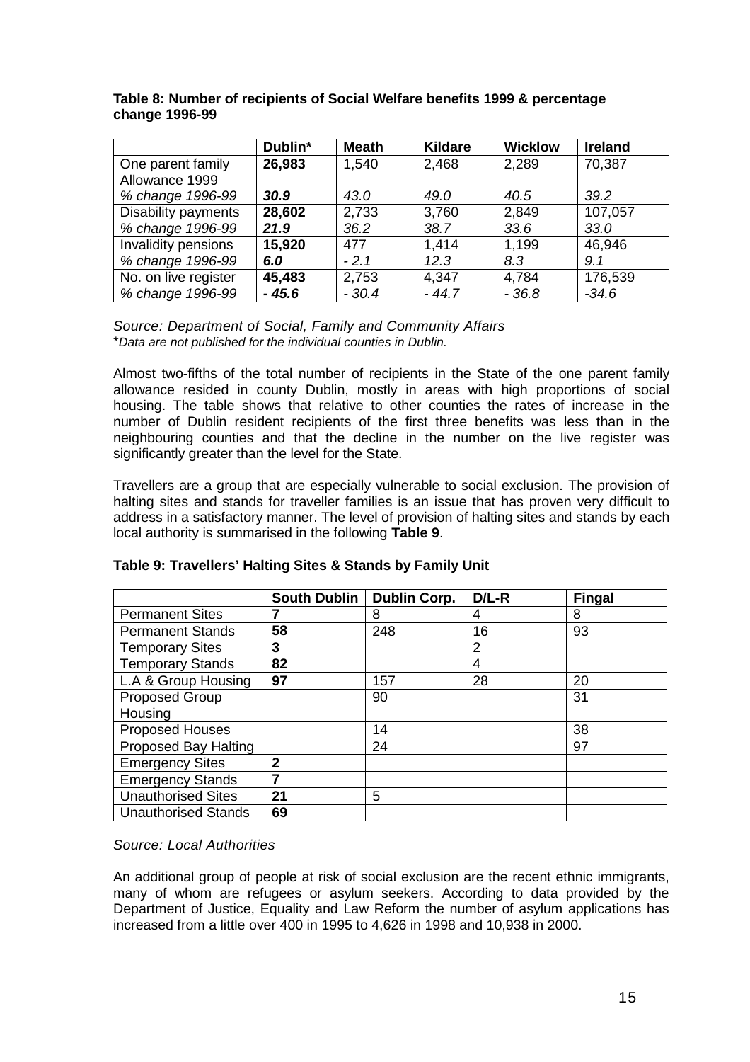**Table 8: Number of recipients of Social Welfare benefits 1999 & percentage change 1996-99**

| | Dublin* | Meath | Kildare | Wicklow | Ireland |
|---|---|---|---|---|---|
| One parent family Allowance 1999 | **26,983** | 1,540 | 2,468 | 2,289 | 70,387 |
| *% change 1996-99* | ***30.9*** | *43.0* | *49.0* | *40.5* | *39.2* |
| Disability payments | **28,602** | 2,733 | 3,760 | 2,849 | 107,057 |
| *% change 1996-99* | ***21.9*** | *36.2* | *38.7* | *33.6* | *33.0* |
| Invalidity pensions | **15,920** | 477 | 1,414 | 1,199 | 46,946 |
| *% change 1996-99* | ***6.0*** | *- 2.1* | *12.3* | *8.3* | *9.1* |
| No. on live register | **45,483** | 2,753 | 4,347 | 4,784 | 176,539 |
| *% change 1996-99* | ***- 45.6*** | *- 30.4* | *- 44.7* | *- 36.8* | *-34.6* |

*Source: Department of Social, Family and Community Affairs*
*\*Data are not published for the individual counties in Dublin.*

Almost two-fifths of the total number of recipients in the State of the one parent family allowance resided in county Dublin, mostly in areas with high proportions of social housing. The table shows that relative to other counties the rates of increase in the number of Dublin resident recipients of the first three benefits was less than in the neighbouring counties and that the decline in the number on the live register was significantly greater than the level for the State.

Travellers are a group that are especially vulnerable to social exclusion. The provision of halting sites and stands for traveller families is an issue that has proven very difficult to address in a satisfactory manner. The level of provision of halting sites and stands by each local authority is summarised in the following **Table 9**.

**Table 9: Travellers' Halting Sites & Stands by Family Unit**

| | South Dublin | Dublin Corp. | D/L-R | Fingal |
|---|---|---|---|---|
| Permanent Sites | **7** | 8 | 4 | 8 |
| Permanent Stands | **58** | 248 | 16 | 93 |
| Temporary Sites | **3** | | 2 | |
| Temporary Stands | **82** | | 4 | |
| L.A & Group Housing | **97** | 157 | 28 | 20 |
| Proposed Group Housing | | 90 | | 31 |
| Proposed Houses | | 14 | | 38 |
| Proposed Bay Halting | | 24 | | 97 |
| Emergency Sites | **2** | | | |
| Emergency Stands | **7** | | | |
| Unauthorised Sites | **21** | 5 | | |
| Unauthorised Stands | **69** | | | |

*Source: Local Authorities*

An additional group of people at risk of social exclusion are the recent ethnic immigrants, many of whom are refugees or asylum seekers. According to data provided by the Department of Justice, Equality and Law Reform the number of asylum applications has increased from a little over 400 in 1995 to 4,626 in 1998 and 10,938 in 2000.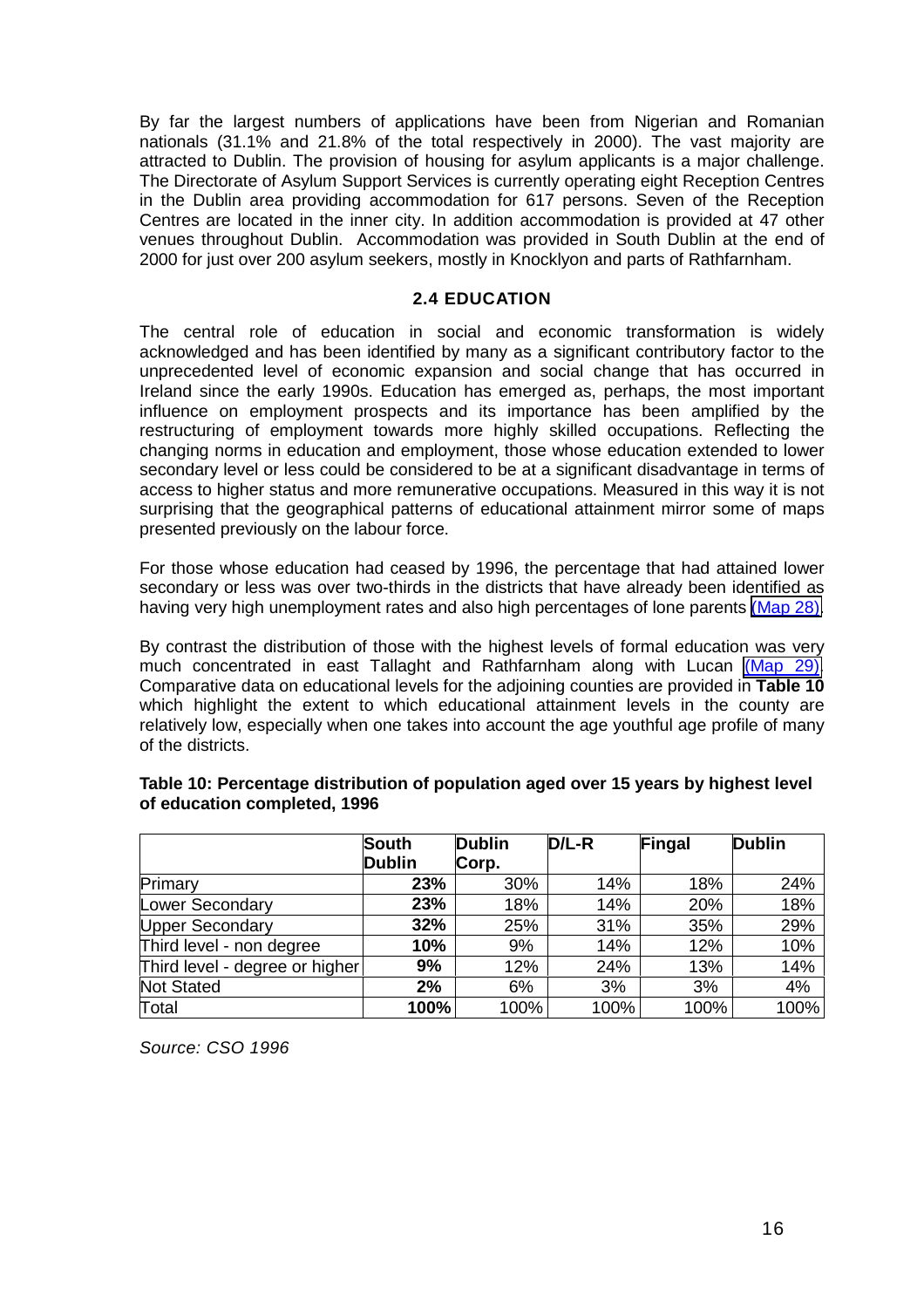By far the largest numbers of applications have been from Nigerian and Romanian nationals (31.1% and 21.8% of the total respectively in 2000). The vast majority are attracted to Dublin. The provision of housing for asylum applicants is a major challenge. The Directorate of Asylum Support Services is currently operating eight Reception Centres in the Dublin area providing accommodation for 617 persons. Seven of the Reception Centres are located in the inner city. In addition accommodation is provided at 47 other venues throughout Dublin. Accommodation was provided in South Dublin at the end of 2000 for just over 200 asylum seekers, mostly in Knocklyon and parts of Rathfarnham.

## 2.4 EDUCATION

The central role of education in social and economic transformation is widely acknowledged and has been identified by many as a significant contributory factor to the unprecedented level of economic expansion and social change that has occurred in Ireland since the early 1990s. Education has emerged as, perhaps, the most important influence on employment prospects and its importance has been amplified by the restructuring of employment towards more highly skilled occupations. Reflecting the changing norms in education and employment, those whose education extended to lower secondary level or less could be considered to be at a significant disadvantage in terms of access to higher status and more remunerative occupations. Measured in this way it is not surprising that the geographical patterns of educational attainment mirror some of maps presented previously on the labour force.

For those whose education had ceased by 1996, the percentage that had attained lower secondary or less was over two-thirds in the districts that have already been identified as having very high unemployment rates and also high percentages of lone parents (Map 28).

By contrast the distribution of those with the highest levels of formal education was very much concentrated in east Tallaght and Rathfarnham along with Lucan (Map 29). Comparative data on educational levels for the adjoining counties are provided in **Table 10** which highlight the extent to which educational attainment levels in the county are relatively low, especially when one takes into account the age youthful age profile of many of the districts.

**Table 10: Percentage distribution of population aged over 15 years by highest level of education completed, 1996**

| | South Dublin | Dublin Corp. | D/L-R | Fingal | Dublin |
|---|---|---|---|---|---|
| Primary | **23%** | 30% | 14% | 18% | 24% |
| Lower Secondary | **23%** | 18% | 14% | 20% | 18% |
| Upper Secondary | **32%** | 25% | 31% | 35% | 29% |
| Third level - non degree | **10%** | 9% | 14% | 12% | 10% |
| Third level - degree or higher | **9%** | 12% | 24% | 13% | 14% |
| Not Stated | **2%** | 6% | 3% | 3% | 4% |
| Total | **100%** | 100% | 100% | 100% | 100% |

*Source: CSO 1996*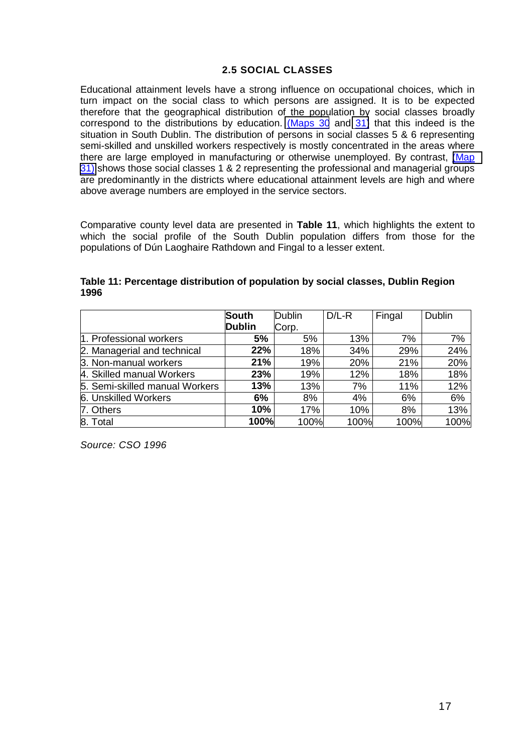## 2.5 SOCIAL CLASSES

Educational attainment levels have a strong influence on occupational choices, which in turn impact on the social class to which persons are assigned. It is to be expected therefore that the geographical distribution of the population by social classes broadly correspond to the distributions by education. (Maps 30 and 31) that this indeed is the situation in South Dublin. The distribution of persons in social classes 5 & 6 representing semi-skilled and unskilled workers respectively is mostly concentrated in the areas where there are large employed in manufacturing or otherwise unemployed. By contrast, (Map 31) shows those social classes 1 & 2 representing the professional and managerial groups are predominantly in the districts where educational attainment levels are high and where above average numbers are employed in the service sectors.

Comparative county level data are presented in **Table 11**, which highlights the extent to which the social profile of the South Dublin population differs from those for the populations of Dún Laoghaire Rathdown and Fingal to a lesser extent.

**Table 11: Percentage distribution of population by social classes, Dublin Region 1996**

| | **South Dublin** | Dublin Corp. | D/L-R | Fingal | Dublin |
|---|---|---|---|---|---|
| 1. Professional workers | **5%** | 5% | 13% | 7% | 7% |
| 2. Managerial and technical | **22%** | 18% | 34% | 29% | 24% |
| 3. Non-manual workers | **21%** | 19% | 20% | 21% | 20% |
| 4. Skilled manual Workers | **23%** | 19% | 12% | 18% | 18% |
| 5. Semi-skilled manual Workers | **13%** | 13% | 7% | 11% | 12% |
| 6. Unskilled Workers | **6%** | 8% | 4% | 6% | 6% |
| 7. Others | **10%** | 17% | 10% | 8% | 13% |
| 8. Total | **100%** | 100% | 100% | 100% | 100% |

*Source: CSO 1996*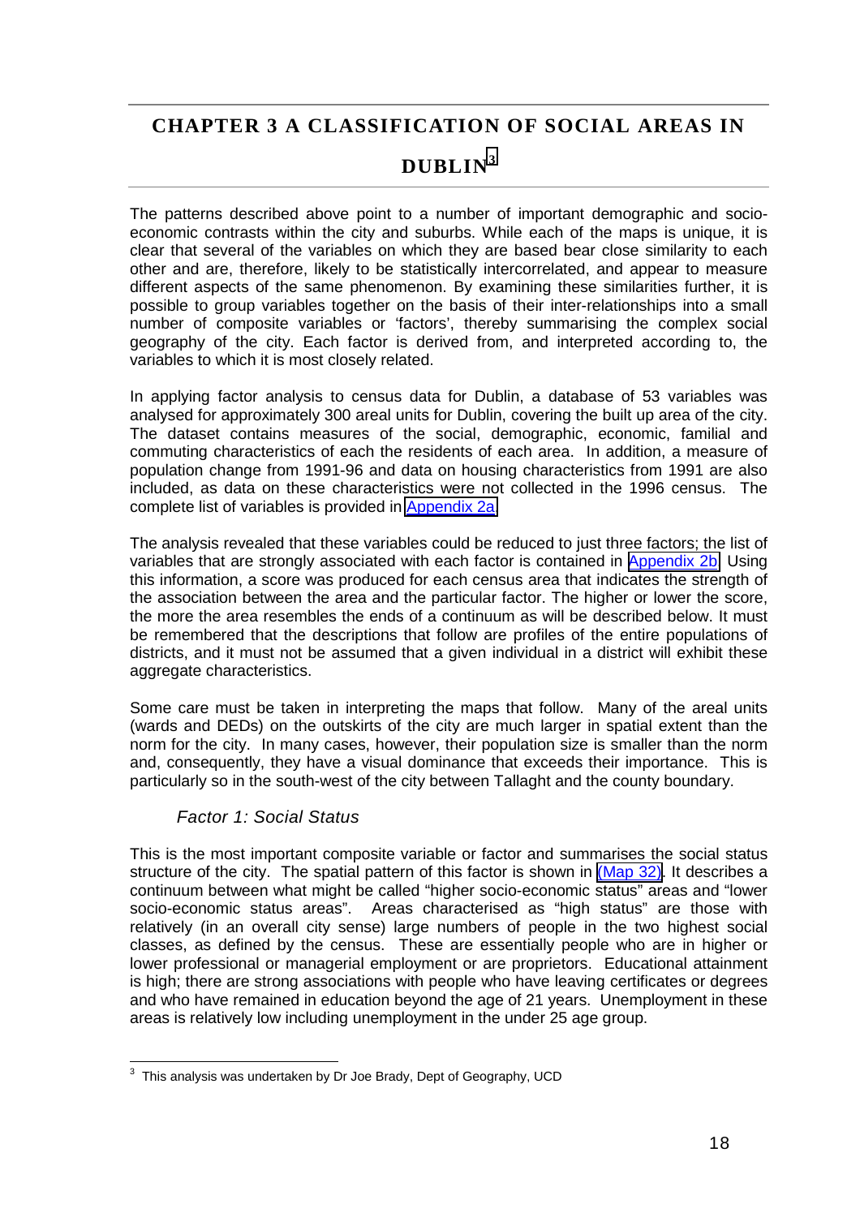# CHAPTER 3 A CLASSIFICATION OF SOCIAL AREAS IN DUBLIN[3]

The patterns described above point to a number of important demographic and socio-economic contrasts within the city and suburbs. While each of the maps is unique, it is clear that several of the variables on which they are based bear close similarity to each other and are, therefore, likely to be statistically intercorrelated, and appear to measure different aspects of the same phenomenon. By examining these similarities further, it is possible to group variables together on the basis of their inter-relationships into a small number of composite variables or 'factors', thereby summarising the complex social geography of the city. Each factor is derived from, and interpreted according to, the variables to which it is most closely related.

In applying factor analysis to census data for Dublin, a database of 53 variables was analysed for approximately 300 areal units for Dublin, covering the built up area of the city. The dataset contains measures of the social, demographic, economic, familial and commuting characteristics of each the residents of each area. In addition, a measure of population change from 1991-96 and data on housing characteristics from 1991 are also included, as data on these characteristics were not collected in the 1996 census. The complete list of variables is provided in Appendix 2a.

The analysis revealed that these variables could be reduced to just three factors; the list of variables that are strongly associated with each factor is contained in Appendix 2b. Using this information, a score was produced for each census area that indicates the strength of the association between the area and the particular factor. The higher or lower the score, the more the area resembles the ends of a continuum as will be described below. It must be remembered that the descriptions that follow are profiles of the entire populations of districts, and it must not be assumed that a given individual in a district will exhibit these aggregate characteristics.

Some care must be taken in interpreting the maps that follow. Many of the areal units (wards and DEDs) on the outskirts of the city are much larger in spatial extent than the norm for the city. In many cases, however, their population size is smaller than the norm and, consequently, they have a visual dominance that exceeds their importance. This is particularly so in the south-west of the city between Tallaght and the county boundary.

### *Factor 1: Social Status*

This is the most important composite variable or factor and summarises the social status structure of the city. The spatial pattern of this factor is shown in (Map 32). It describes a continuum between what might be called "higher socio-economic status" areas and "lower socio-economic status areas". Areas characterised as "high status" are those with relatively (in an overall city sense) large numbers of people in the two highest social classes, as defined by the census. These are essentially people who are in higher or lower professional or managerial employment or are proprietors. Educational attainment is high; there are strong associations with people who have leaving certificates or degrees and who have remained in education beyond the age of 21 years. Unemployment in these areas is relatively low including unemployment in the under 25 age group.

---

[3] This analysis was undertaken by Dr Joe Brady, Dept of Geography, UCD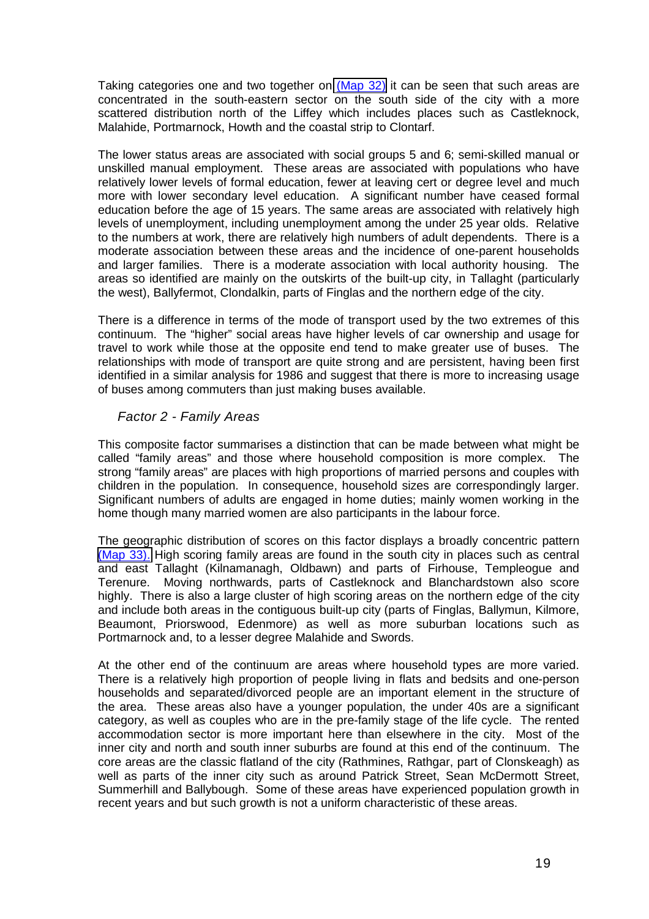Taking categories one and two together on (Map 32) it can be seen that such areas are concentrated in the south-eastern sector on the south side of the city with a more scattered distribution north of the Liffey which includes places such as Castleknock, Malahide, Portmarnock, Howth and the coastal strip to Clontarf.

The lower status areas are associated with social groups 5 and 6; semi-skilled manual or unskilled manual employment. These areas are associated with populations who have relatively lower levels of formal education, fewer at leaving cert or degree level and much more with lower secondary level education. A significant number have ceased formal education before the age of 15 years. The same areas are associated with relatively high levels of unemployment, including unemployment among the under 25 year olds. Relative to the numbers at work, there are relatively high numbers of adult dependents. There is a moderate association between these areas and the incidence of one-parent households and larger families. There is a moderate association with local authority housing. The areas so identified are mainly on the outskirts of the built-up city, in Tallaght (particularly the west), Ballyfermot, Clondalkin, parts of Finglas and the northern edge of the city.

There is a difference in terms of the mode of transport used by the two extremes of this continuum. The "higher" social areas have higher levels of car ownership and usage for travel to work while those at the opposite end tend to make greater use of buses. The relationships with mode of transport are quite strong and are persistent, having been first identified in a similar analysis for 1986 and suggest that there is more to increasing usage of buses among commuters than just making buses available.

### *Factor 2 - Family Areas*

This composite factor summarises a distinction that can be made between what might be called "family areas" and those where household composition is more complex. The strong "family areas" are places with high proportions of married persons and couples with children in the population. In consequence, household sizes are correspondingly larger. Significant numbers of adults are engaged in home duties; mainly women working in the home though many married women are also participants in the labour force.

The geographic distribution of scores on this factor displays a broadly concentric pattern (Map 33). High scoring family areas are found in the south city in places such as central and east Tallaght (Kilnamanagh, Oldbawn) and parts of Firhouse, Templeogue and Terenure. Moving northwards, parts of Castleknock and Blanchardstown also score highly. There is also a large cluster of high scoring areas on the northern edge of the city and include both areas in the contiguous built-up city (parts of Finglas, Ballymun, Kilmore, Beaumont, Priorswood, Edenmore) as well as more suburban locations such as Portmarnock and, to a lesser degree Malahide and Swords.

At the other end of the continuum are areas where household types are more varied. There is a relatively high proportion of people living in flats and bedsits and one-person households and separated/divorced people are an important element in the structure of the area. These areas also have a younger population, the under 40s are a significant category, as well as couples who are in the pre-family stage of the life cycle. The rented accommodation sector is more important here than elsewhere in the city. Most of the inner city and north and south inner suburbs are found at this end of the continuum. The core areas are the classic flatland of the city (Rathmines, Rathgar, part of Clonskeagh) as well as parts of the inner city such as around Patrick Street, Sean McDermott Street, Summerhill and Ballybough. Some of these areas have experienced population growth in recent years and but such growth is not a uniform characteristic of these areas.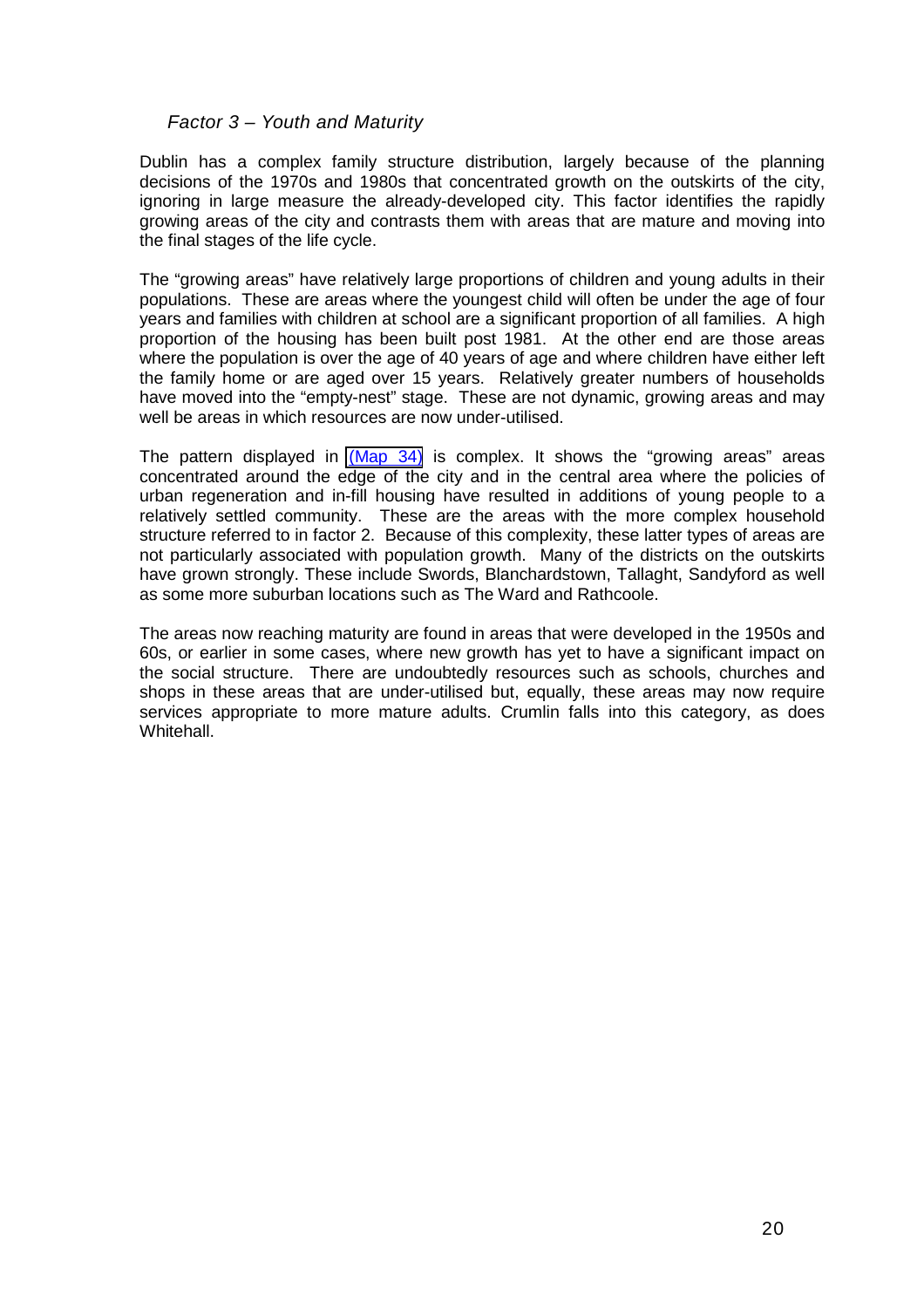### *Factor 3 – Youth and Maturity*

Dublin has a complex family structure distribution, largely because of the planning decisions of the 1970s and 1980s that concentrated growth on the outskirts of the city, ignoring in large measure the already-developed city. This factor identifies the rapidly growing areas of the city and contrasts them with areas that are mature and moving into the final stages of the life cycle.

The "growing areas" have relatively large proportions of children and young adults in their populations. These are areas where the youngest child will often be under the age of four years and families with children at school are a significant proportion of all families. A high proportion of the housing has been built post 1981. At the other end are those areas where the population is over the age of 40 years of age and where children have either left the family home or are aged over 15 years. Relatively greater numbers of households have moved into the "empty-nest" stage. These are not dynamic, growing areas and may well be areas in which resources are now under-utilised.

The pattern displayed in (Map 34) is complex. It shows the "growing areas" areas concentrated around the edge of the city and in the central area where the policies of urban regeneration and in-fill housing have resulted in additions of young people to a relatively settled community. These are the areas with the more complex household structure referred to in factor 2. Because of this complexity, these latter types of areas are not particularly associated with population growth. Many of the districts on the outskirts have grown strongly. These include Swords, Blanchardstown, Tallaght, Sandyford as well as some more suburban locations such as The Ward and Rathcoole.

The areas now reaching maturity are found in areas that were developed in the 1950s and 60s, or earlier in some cases, where new growth has yet to have a significant impact on the social structure. There are undoubtedly resources such as schools, churches and shops in these areas that are under-utilised but, equally, these areas may now require services appropriate to more mature adults. Crumlin falls into this category, as does Whitehall.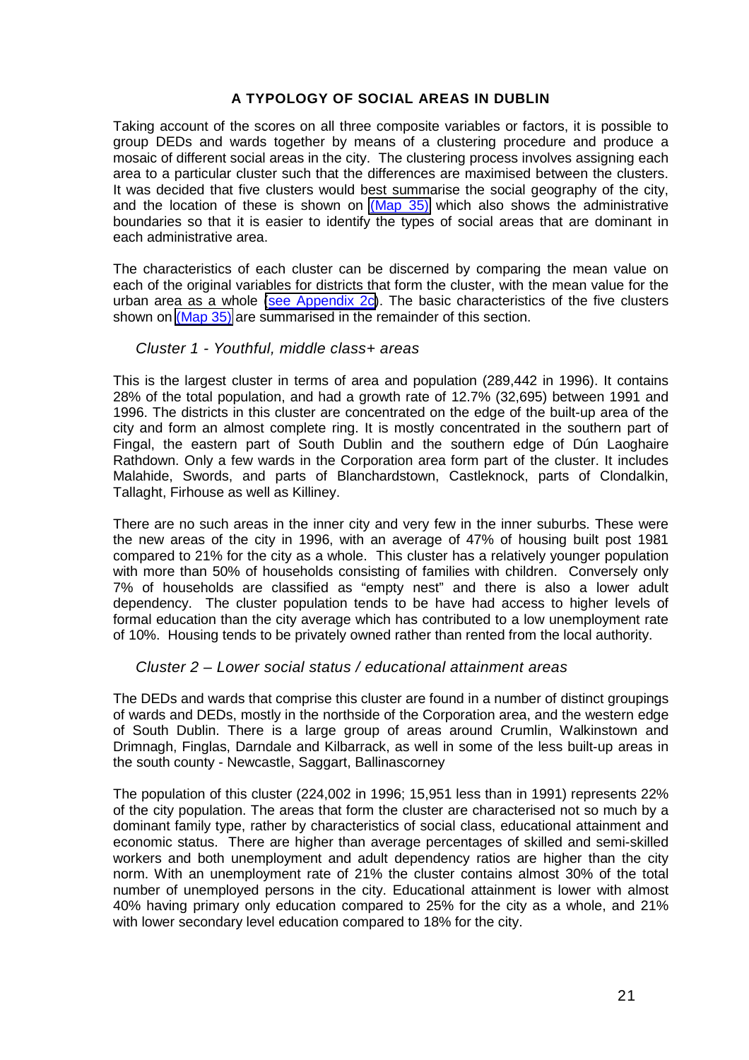### A TYPOLOGY OF SOCIAL AREAS IN DUBLIN

Taking account of the scores on all three composite variables or factors, it is possible to group DEDs and wards together by means of a clustering procedure and produce a mosaic of different social areas in the city. The clustering process involves assigning each area to a particular cluster such that the differences are maximised between the clusters. It was decided that five clusters would best summarise the social geography of the city, and the location of these is shown on (Map 35) which also shows the administrative boundaries so that it is easier to identify the types of social areas that are dominant in each administrative area.

The characteristics of each cluster can be discerned by comparing the mean value on each of the original variables for districts that form the cluster, with the mean value for the urban area as a whole (see Appendix 2c). The basic characteristics of the five clusters shown on (Map 35) are summarised in the remainder of this section.

#### *Cluster 1 - Youthful, middle class+ areas*

This is the largest cluster in terms of area and population (289,442 in 1996). It contains 28% of the total population, and had a growth rate of 12.7% (32,695) between 1991 and 1996. The districts in this cluster are concentrated on the edge of the built-up area of the city and form an almost complete ring. It is mostly concentrated in the southern part of Fingal, the eastern part of South Dublin and the southern edge of Dún Laoghaire Rathdown. Only a few wards in the Corporation area form part of the cluster. It includes Malahide, Swords, and parts of Blanchardstown, Castleknock, parts of Clondalkin, Tallaght, Firhouse as well as Killiney.

There are no such areas in the inner city and very few in the inner suburbs. These were the new areas of the city in 1996, with an average of 47% of housing built post 1981 compared to 21% for the city as a whole. This cluster has a relatively younger population with more than 50% of households consisting of families with children. Conversely only 7% of households are classified as "empty nest" and there is also a lower adult dependency. The cluster population tends to be have had access to higher levels of formal education than the city average which has contributed to a low unemployment rate of 10%. Housing tends to be privately owned rather than rented from the local authority.

#### *Cluster 2 – Lower social status / educational attainment areas*

The DEDs and wards that comprise this cluster are found in a number of distinct groupings of wards and DEDs, mostly in the northside of the Corporation area, and the western edge of South Dublin. There is a large group of areas around Crumlin, Walkinstown and Drimnagh, Finglas, Darndale and Kilbarrack, as well in some of the less built-up areas in the south county - Newcastle, Saggart, Ballinascorney

The population of this cluster (224,002 in 1996; 15,951 less than in 1991) represents 22% of the city population. The areas that form the cluster are characterised not so much by a dominant family type, rather by characteristics of social class, educational attainment and economic status. There are higher than average percentages of skilled and semi-skilled workers and both unemployment and adult dependency ratios are higher than the city norm. With an unemployment rate of 21% the cluster contains almost 30% of the total number of unemployed persons in the city. Educational attainment is lower with almost 40% having primary only education compared to 25% for the city as a whole, and 21% with lower secondary level education compared to 18% for the city.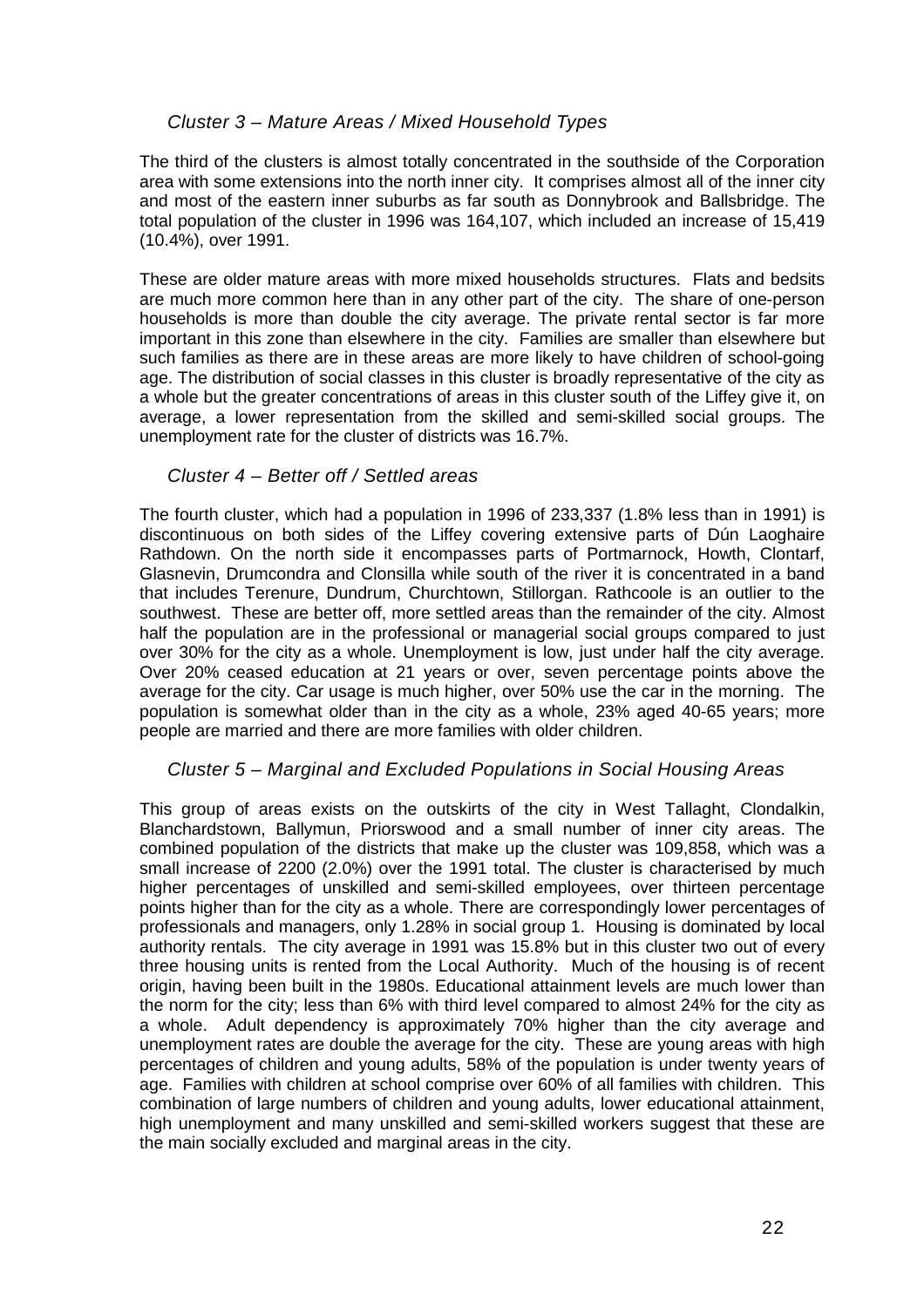### *Cluster 3 – Mature Areas / Mixed Household Types*

The third of the clusters is almost totally concentrated in the southside of the Corporation area with some extensions into the north inner city. It comprises almost all of the inner city and most of the eastern inner suburbs as far south as Donnybrook and Ballsbridge. The total population of the cluster in 1996 was 164,107, which included an increase of 15,419 (10.4%), over 1991.

These are older mature areas with more mixed households structures. Flats and bedsits are much more common here than in any other part of the city. The share of one-person households is more than double the city average. The private rental sector is far more important in this zone than elsewhere in the city. Families are smaller than elsewhere but such families as there are in these areas are more likely to have children of school-going age. The distribution of social classes in this cluster is broadly representative of the city as a whole but the greater concentrations of areas in this cluster south of the Liffey give it, on average, a lower representation from the skilled and semi-skilled social groups. The unemployment rate for the cluster of districts was 16.7%.

### *Cluster 4 – Better off / Settled areas*

The fourth cluster, which had a population in 1996 of 233,337 (1.8% less than in 1991) is discontinuous on both sides of the Liffey covering extensive parts of Dún Laoghaire Rathdown. On the north side it encompasses parts of Portmarnock, Howth, Clontarf, Glasnevin, Drumcondra and Clonsilla while south of the river it is concentrated in a band that includes Terenure, Dundrum, Churchtown, Stillorgan. Rathcoole is an outlier to the southwest. These are better off, more settled areas than the remainder of the city. Almost half the population are in the professional or managerial social groups compared to just over 30% for the city as a whole. Unemployment is low, just under half the city average. Over 20% ceased education at 21 years or over, seven percentage points above the average for the city. Car usage is much higher, over 50% use the car in the morning. The population is somewhat older than in the city as a whole, 23% aged 40-65 years; more people are married and there are more families with older children.

### *Cluster 5 – Marginal and Excluded Populations in Social Housing Areas*

This group of areas exists on the outskirts of the city in West Tallaght, Clondalkin, Blanchardstown, Ballymun, Priorswood and a small number of inner city areas. The combined population of the districts that make up the cluster was 109,858, which was a small increase of 2200 (2.0%) over the 1991 total. The cluster is characterised by much higher percentages of unskilled and semi-skilled employees, over thirteen percentage points higher than for the city as a whole. There are correspondingly lower percentages of professionals and managers, only 1.28% in social group 1. Housing is dominated by local authority rentals. The city average in 1991 was 15.8% but in this cluster two out of every three housing units is rented from the Local Authority. Much of the housing is of recent origin, having been built in the 1980s. Educational attainment levels are much lower than the norm for the city; less than 6% with third level compared to almost 24% for the city as a whole. Adult dependency is approximately 70% higher than the city average and unemployment rates are double the average for the city. These are young areas with high percentages of children and young adults, 58% of the population is under twenty years of age. Families with children at school comprise over 60% of all families with children. This combination of large numbers of children and young adults, lower educational attainment, high unemployment and many unskilled and semi-skilled workers suggest that these are the main socially excluded and marginal areas in the city.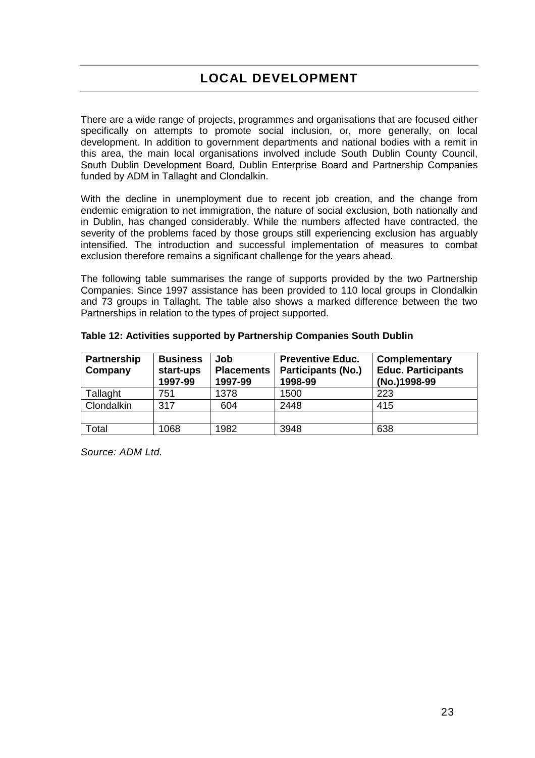# LOCAL DEVELOPMENT

There are a wide range of projects, programmes and organisations that are focused either specifically on attempts to promote social inclusion, or, more generally, on local development. In addition to government departments and national bodies with a remit in this area, the main local organisations involved include South Dublin County Council, South Dublin Development Board, Dublin Enterprise Board and Partnership Companies funded by ADM in Tallaght and Clondalkin.

With the decline in unemployment due to recent job creation, and the change from endemic emigration to net immigration, the nature of social exclusion, both nationally and in Dublin, has changed considerably. While the numbers affected have contracted, the severity of the problems faced by those groups still experiencing exclusion has arguably intensified. The introduction and successful implementation of measures to combat exclusion therefore remains a significant challenge for the years ahead.

The following table summarises the range of supports provided by the two Partnership Companies. Since 1997 assistance has been provided to 110 local groups in Clondalkin and 73 groups in Tallaght. The table also shows a marked difference between the two Partnerships in relation to the types of project supported.

**Table 12: Activities supported by Partnership Companies South Dublin**

| Partnership Company | Business start-ups 1997-99 | Job Placements 1997-99 | Preventive Educ. Participants (No.) 1998-99 | Complementary Educ. Participants (No.)1998-99 |
|---|---|---|---|---|
| Tallaght | 751 | 1378 | 1500 | 223 |
| Clondalkin | 317 | 604 | 2448 | 415 |
| | | | | |
| Total | 1068 | 1982 | 3948 | 638 |

*Source: ADM Ltd.*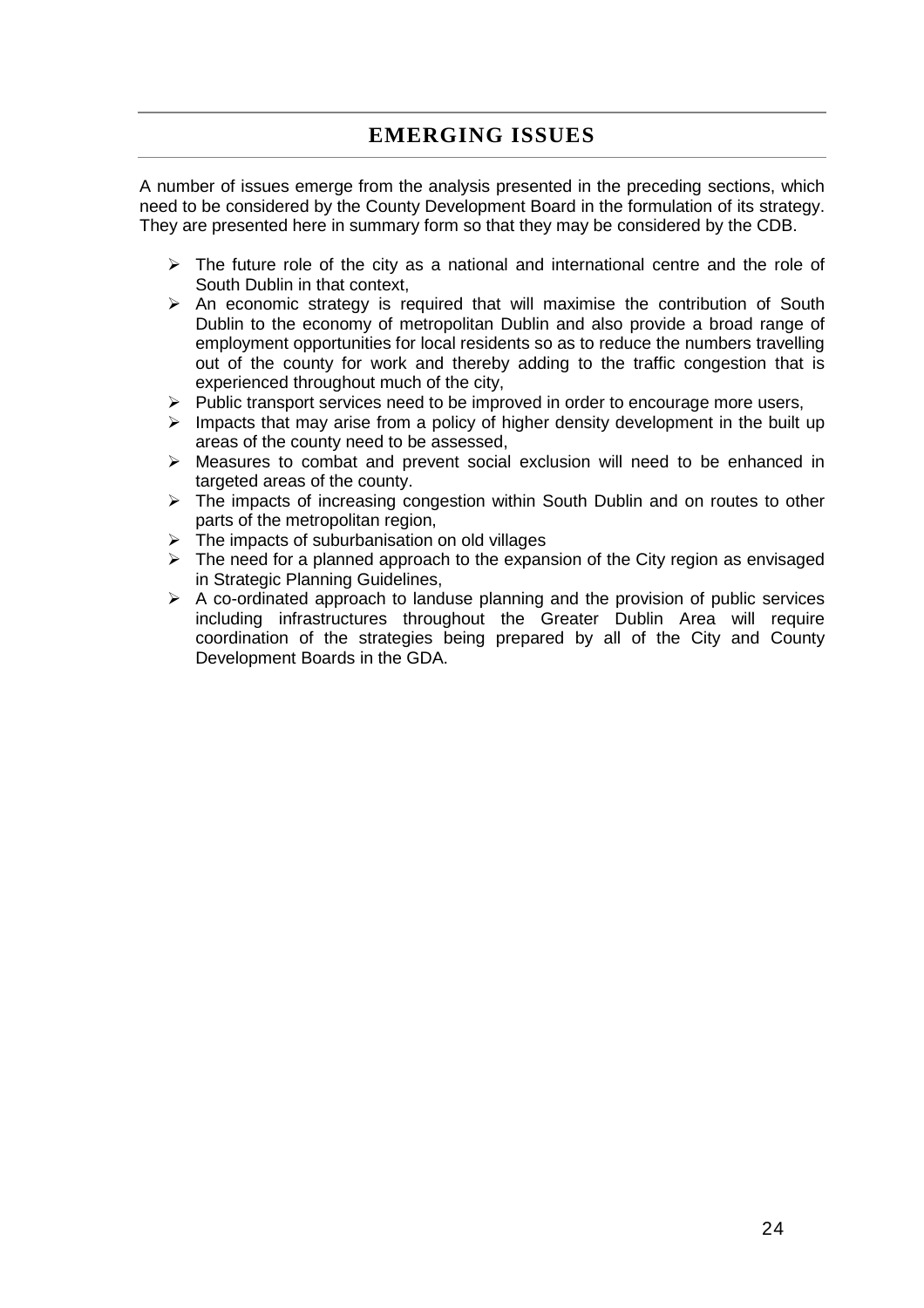## EMERGING ISSUES

A number of issues emerge from the analysis presented in the preceding sections, which need to be considered by the County Development Board in the formulation of its strategy. They are presented here in summary form so that they may be considered by the CDB.

- The future role of the city as a national and international centre and the role of South Dublin in that context,
- An economic strategy is required that will maximise the contribution of South Dublin to the economy of metropolitan Dublin and also provide a broad range of employment opportunities for local residents so as to reduce the numbers travelling out of the county for work and thereby adding to the traffic congestion that is experienced throughout much of the city,
- Public transport services need to be improved in order to encourage more users,
- Impacts that may arise from a policy of higher density development in the built up areas of the county need to be assessed,
- Measures to combat and prevent social exclusion will need to be enhanced in targeted areas of the county.
- The impacts of increasing congestion within South Dublin and on routes to other parts of the metropolitan region,
- The impacts of suburbanisation on old villages
- The need for a planned approach to the expansion of the City region as envisaged in Strategic Planning Guidelines,
- A co-ordinated approach to landuse planning and the provision of public services including infrastructures throughout the Greater Dublin Area will require coordination of the strategies being prepared by all of the City and County Development Boards in the GDA.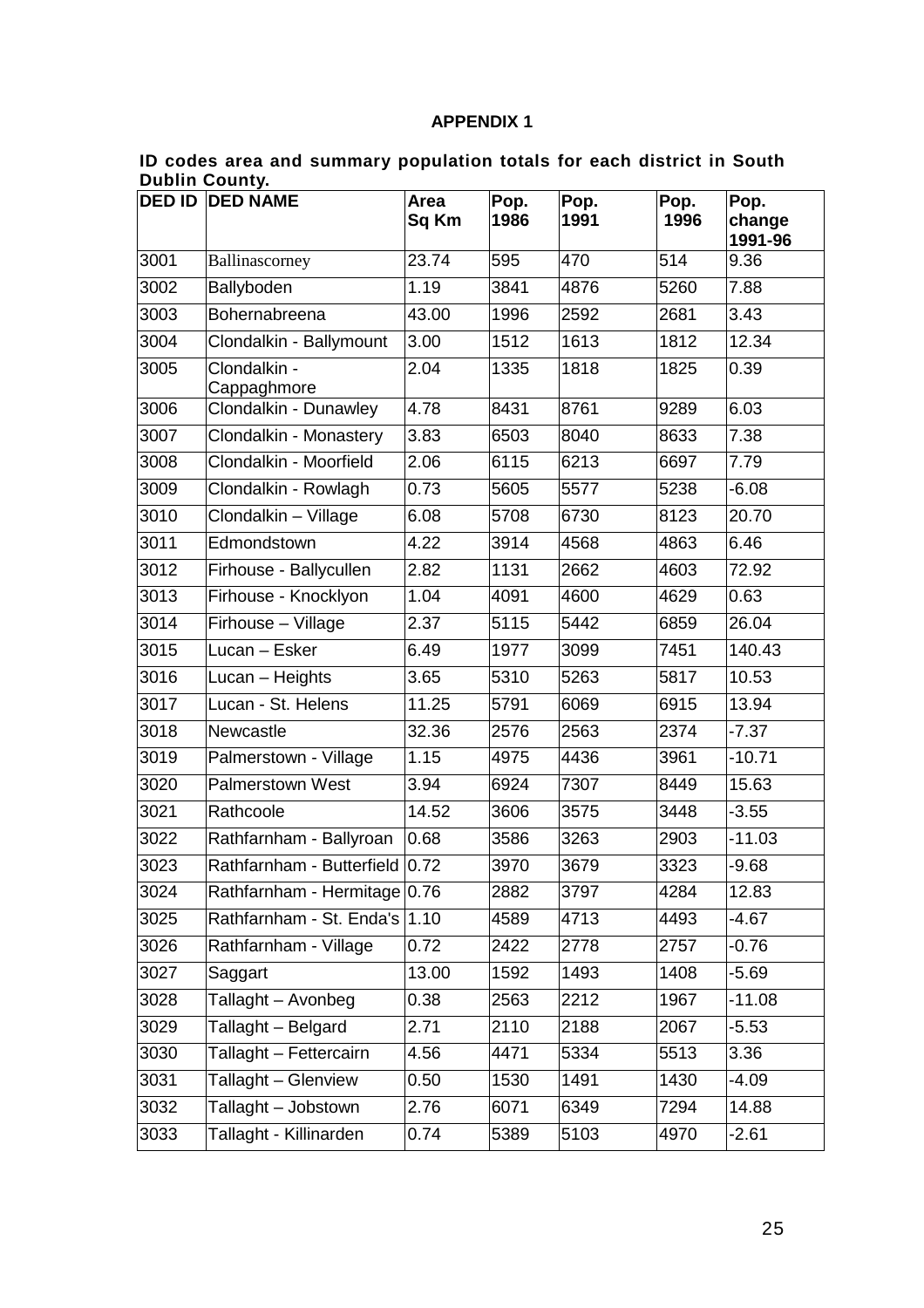# APPENDIX 1

**ID codes area and summary population totals for each district in South Dublin County.**

| DED ID | DED NAME | Area Sq Km | Pop. 1986 | Pop. 1991 | Pop. 1996 | Pop. change 1991-96 |
|---|---|---|---|---|---|---|
| 3001 | Ballinascorney | 23.74 | 595 | 470 | 514 | 9.36 |
| 3002 | Ballyboden | 1.19 | 3841 | 4876 | 5260 | 7.88 |
| 3003 | Bohernabreena | 43.00 | 1996 | 2592 | 2681 | 3.43 |
| 3004 | Clondalkin - Ballymount | 3.00 | 1512 | 1613 | 1812 | 12.34 |
| 3005 | Clondalkin - Cappaghmore | 2.04 | 1335 | 1818 | 1825 | 0.39 |
| 3006 | Clondalkin - Dunawley | 4.78 | 8431 | 8761 | 9289 | 6.03 |
| 3007 | Clondalkin - Monastery | 3.83 | 6503 | 8040 | 8633 | 7.38 |
| 3008 | Clondalkin - Moorfield | 2.06 | 6115 | 6213 | 6697 | 7.79 |
| 3009 | Clondalkin - Rowlagh | 0.73 | 5605 | 5577 | 5238 | -6.08 |
| 3010 | Clondalkin – Village | 6.08 | 5708 | 6730 | 8123 | 20.70 |
| 3011 | Edmondstown | 4.22 | 3914 | 4568 | 4863 | 6.46 |
| 3012 | Firhouse - Ballycullen | 2.82 | 1131 | 2662 | 4603 | 72.92 |
| 3013 | Firhouse - Knocklyon | 1.04 | 4091 | 4600 | 4629 | 0.63 |
| 3014 | Firhouse – Village | 2.37 | 5115 | 5442 | 6859 | 26.04 |
| 3015 | Lucan – Esker | 6.49 | 1977 | 3099 | 7451 | 140.43 |
| 3016 | Lucan – Heights | 3.65 | 5310 | 5263 | 5817 | 10.53 |
| 3017 | Lucan - St. Helens | 11.25 | 5791 | 6069 | 6915 | 13.94 |
| 3018 | Newcastle | 32.36 | 2576 | 2563 | 2374 | -7.37 |
| 3019 | Palmerstown - Village | 1.15 | 4975 | 4436 | 3961 | -10.71 |
| 3020 | Palmerstown West | 3.94 | 6924 | 7307 | 8449 | 15.63 |
| 3021 | Rathcoole | 14.52 | 3606 | 3575 | 3448 | -3.55 |
| 3022 | Rathfarnham - Ballyroan | 0.68 | 3586 | 3263 | 2903 | -11.03 |
| 3023 | Rathfarnham - Butterfield | 0.72 | 3970 | 3679 | 3323 | -9.68 |
| 3024 | Rathfarnham - Hermitage | 0.76 | 2882 | 3797 | 4284 | 12.83 |
| 3025 | Rathfarnham - St. Enda's | 1.10 | 4589 | 4713 | 4493 | -4.67 |
| 3026 | Rathfarnham - Village | 0.72 | 2422 | 2778 | 2757 | -0.76 |
| 3027 | Saggart | 13.00 | 1592 | 1493 | 1408 | -5.69 |
| 3028 | Tallaght – Avonbeg | 0.38 | 2563 | 2212 | 1967 | -11.08 |
| 3029 | Tallaght – Belgard | 2.71 | 2110 | 2188 | 2067 | -5.53 |
| 3030 | Tallaght – Fettercairn | 4.56 | 4471 | 5334 | 5513 | 3.36 |
| 3031 | Tallaght – Glenview | 0.50 | 1530 | 1491 | 1430 | -4.09 |
| 3032 | Tallaght – Jobstown | 2.76 | 6071 | 6349 | 7294 | 14.88 |
| 3033 | Tallaght - Killinarden | 0.74 | 5389 | 5103 | 4970 | -2.61 |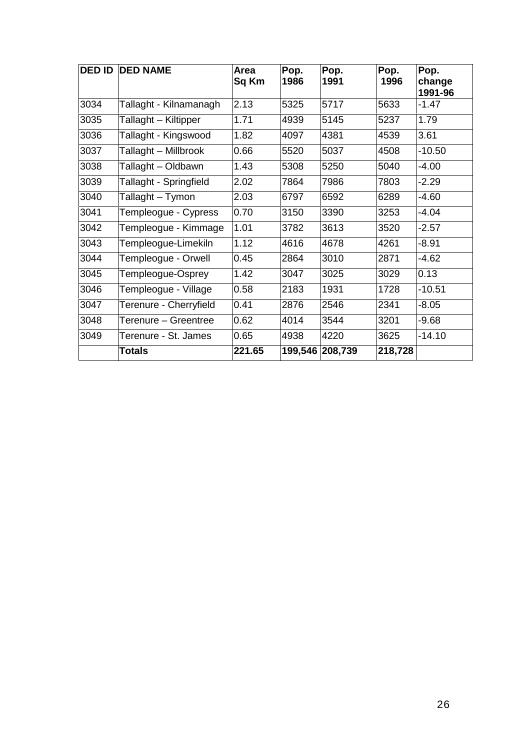| DED ID | DED NAME | Area Sq Km | Pop. 1986 | Pop. 1991 | Pop. 1996 | Pop. change 1991-96 |
|---|---|---|---|---|---|---|
| 3034 | Tallaght - Kilnamanagh | 2.13 | 5325 | 5717 | 5633 | -1.47 |
| 3035 | Tallaght – Kiltipper | 1.71 | 4939 | 5145 | 5237 | 1.79 |
| 3036 | Tallaght - Kingswood | 1.82 | 4097 | 4381 | 4539 | 3.61 |
| 3037 | Tallaght – Millbrook | 0.66 | 5520 | 5037 | 4508 | -10.50 |
| 3038 | Tallaght – Oldbawn | 1.43 | 5308 | 5250 | 5040 | -4.00 |
| 3039 | Tallaght - Springfield | 2.02 | 7864 | 7986 | 7803 | -2.29 |
| 3040 | Tallaght – Tymon | 2.03 | 6797 | 6592 | 6289 | -4.60 |
| 3041 | Templeogue - Cypress | 0.70 | 3150 | 3390 | 3253 | -4.04 |
| 3042 | Templeogue - Kimmage | 1.01 | 3782 | 3613 | 3520 | -2.57 |
| 3043 | Templeogue-Limekiln | 1.12 | 4616 | 4678 | 4261 | -8.91 |
| 3044 | Templeogue - Orwell | 0.45 | 2864 | 3010 | 2871 | -4.62 |
| 3045 | Templeogue-Osprey | 1.42 | 3047 | 3025 | 3029 | 0.13 |
| 3046 | Templeogue - Village | 0.58 | 2183 | 1931 | 1728 | -10.51 |
| 3047 | Terenure - Cherryfield | 0.41 | 2876 | 2546 | 2341 | -8.05 |
| 3048 | Terenure – Greentree | 0.62 | 4014 | 3544 | 3201 | -9.68 |
| 3049 | Terenure - St. James | 0.65 | 4938 | 4220 | 3625 | -14.10 |
| | **Totals** | **221.65** | **199,546** | **208,739** | **218,728** | |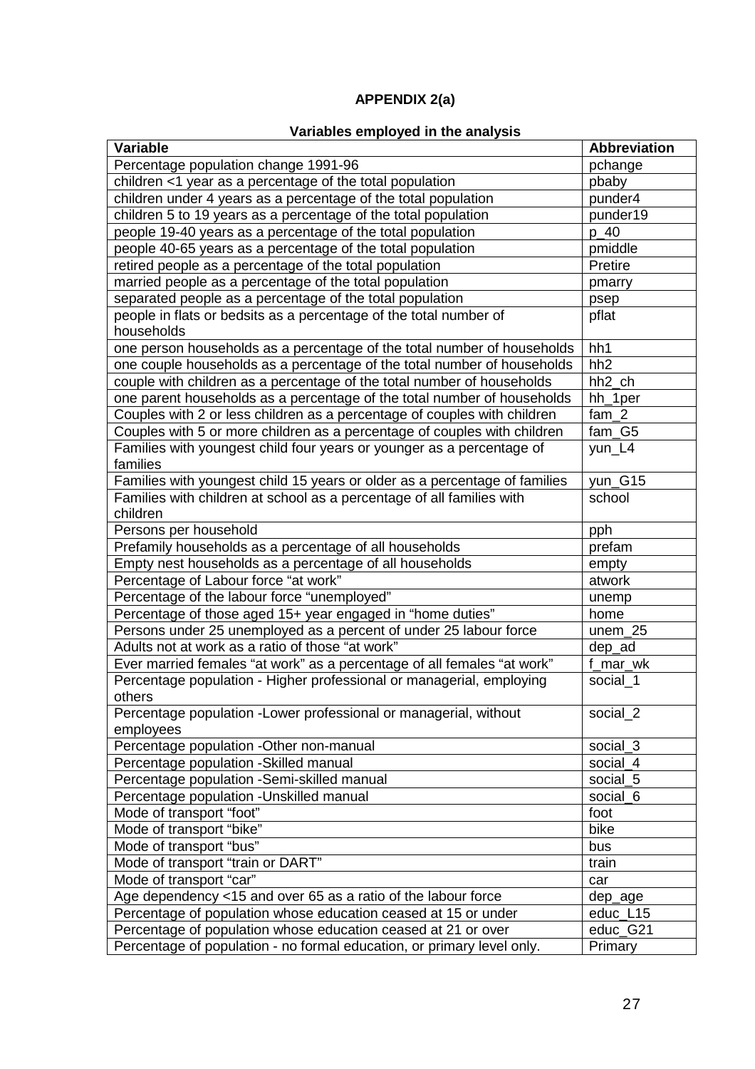**APPENDIX 2(a)**

**Variables employed in the analysis**

| Variable | Abbreviation |
|---|---|
| Percentage population change 1991-96 | pchange |
| children <1 year as a percentage of the total population | pbaby |
| children under 4 years as a percentage of the total population | punder4 |
| children 5 to 19 years as a percentage of the total population | punder19 |
| people 19-40 years as a percentage of the total population | p_40 |
| people 40-65 years as a percentage of the total population | pmiddle |
| retired people as a percentage of the total population | Pretire |
| married people as a percentage of the total population | pmarry |
| separated people as a percentage of the total population | psep |
| people in flats or bedsits as a percentage of the total number of households | pflat |
| one person households as a percentage of the total number of households | hh1 |
| one couple households as a percentage of the total number of households | hh2 |
| couple with children as a percentage of the total number of households | hh2_ch |
| one parent households as a percentage of the total number of households | hh_1per |
| Couples with 2 or less children as a percentage of couples with children | fam_2 |
| Couples with 5 or more children as a percentage of couples with children | fam_G5 |
| Families with youngest child four years or younger as a percentage of families | yun_L4 |
| Families with youngest child 15 years or older as a percentage of families | yun_G15 |
| Families with children at school as a percentage of all families with children | school |
| Persons per household | pph |
| Prefamily households as a percentage of all households | prefam |
| Empty nest households as a percentage of all households | empty |
| Percentage of Labour force "at work" | atwork |
| Percentage of the labour force "unemployed" | unemp |
| Percentage of those aged 15+ year engaged in "home duties" | home |
| Persons under 25 unemployed as a percent of under 25 labour force | unem_25 |
| Adults not at work as a ratio of those "at work" | dep_ad |
| Ever married females "at work" as a percentage of all females "at work" | f_mar_wk |
| Percentage population - Higher professional or managerial, employing others | social_1 |
| Percentage population -Lower professional or managerial, without employees | social_2 |
| Percentage population -Other non-manual | social_3 |
| Percentage population -Skilled manual | social_4 |
| Percentage population -Semi-skilled manual | social_5 |
| Percentage population -Unskilled manual | social_6 |
| Mode of transport "foot" | foot |
| Mode of transport "bike" | bike |
| Mode of transport "bus" | bus |
| Mode of transport "train or DART" | train |
| Mode of transport "car" | car |
| Age dependency <15 and over 65 as a ratio of the labour force | dep_age |
| Percentage of population whose education ceased at 15 or under | educ_L15 |
| Percentage of population whose education ceased at 21 or over | educ_G21 |
| Percentage of population - no formal education, or primary level only. | Primary |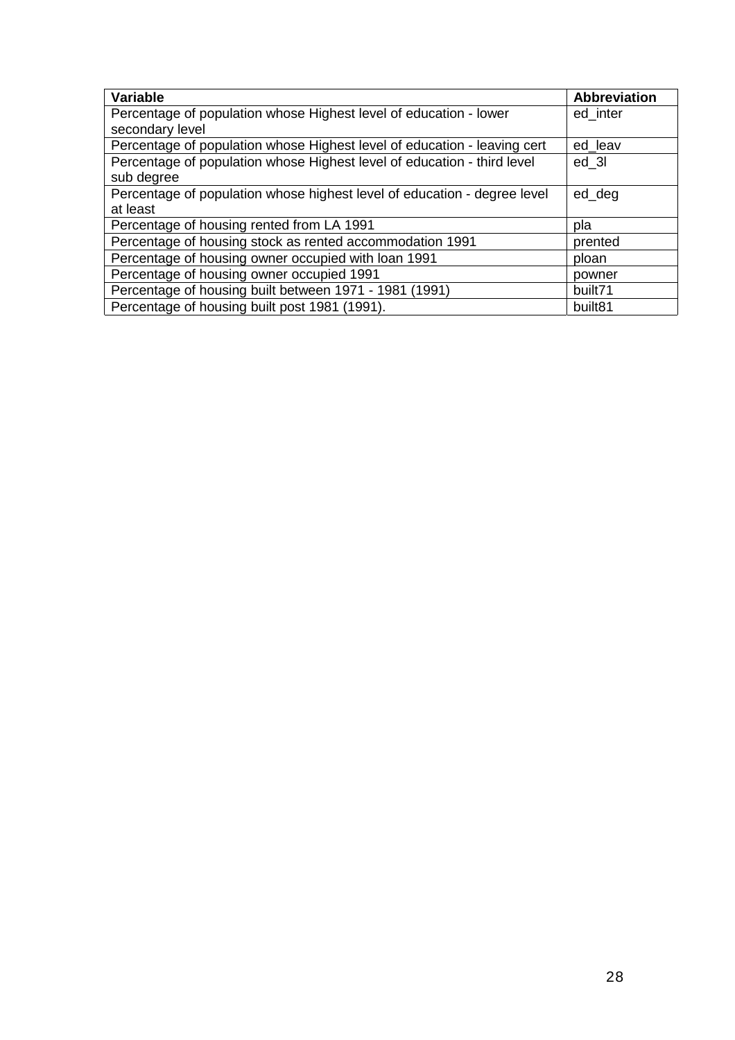| Variable | Abbreviation |
|---|---|
| Percentage of population whose Highest level of education - lower secondary level | ed_inter |
| Percentage of population whose Highest level of education - leaving cert | ed_leav |
| Percentage of population whose Highest level of education - third level sub degree | ed_3l |
| Percentage of population whose highest level of education - degree level at least | ed_deg |
| Percentage of housing rented from LA 1991 | pla |
| Percentage of housing stock as rented accommodation 1991 | prented |
| Percentage of housing owner occupied with loan 1991 | ploan |
| Percentage of housing owner occupied 1991 | powner |
| Percentage of housing built between 1971 - 1981 (1991) | built71 |
| Percentage of housing built post 1981 (1991). | built81 |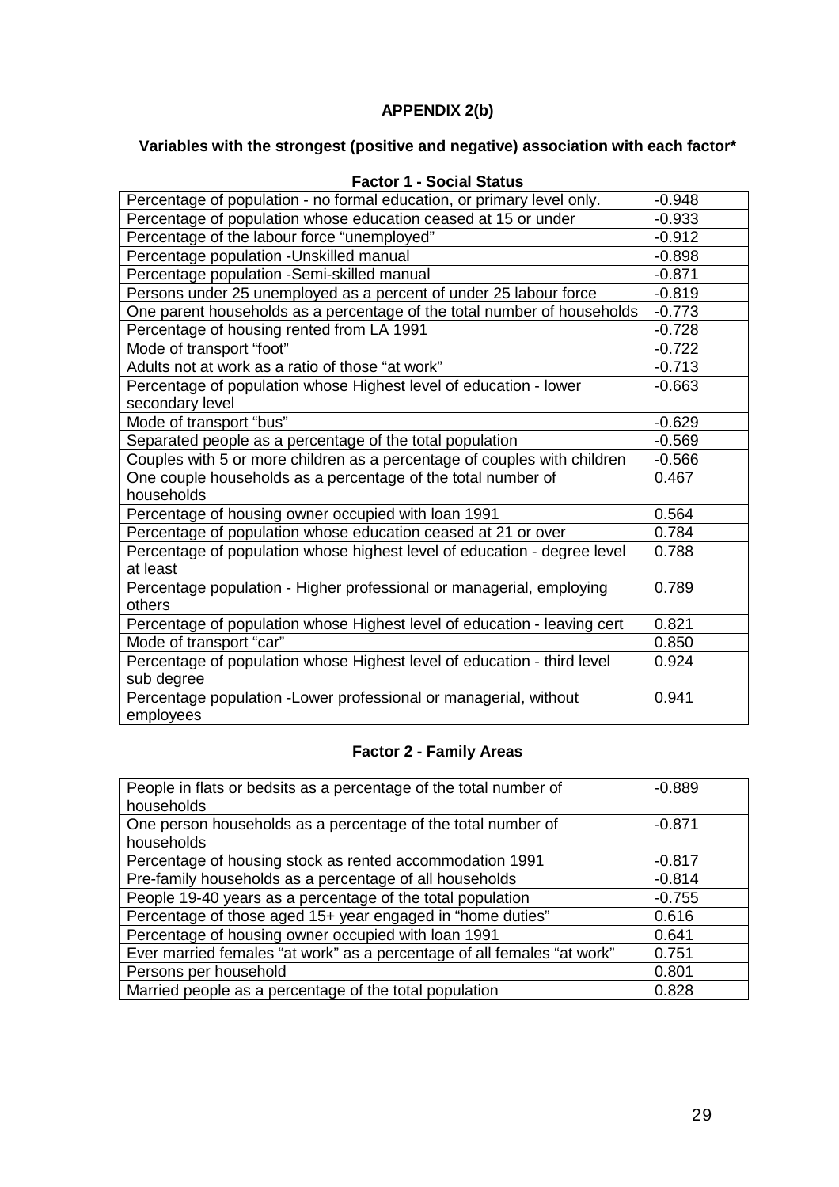**APPENDIX 2(b)**

**Variables with the strongest (positive and negative) association with each factor***

**Factor 1 - Social Status**

| Variable | Loading |
|---|---|
| Percentage of population - no formal education, or primary level only. | -0.948 |
| Percentage of population whose education ceased at 15 or under | -0.933 |
| Percentage of the labour force "unemployed" | -0.912 |
| Percentage population -Unskilled manual | -0.898 |
| Percentage population -Semi-skilled manual | -0.871 |
| Persons under 25 unemployed as a percent of under 25 labour force | -0.819 |
| One parent households as a percentage of the total number of households | -0.773 |
| Percentage of housing rented from LA 1991 | -0.728 |
| Mode of transport "foot" | -0.722 |
| Adults not at work as a ratio of those "at work" | -0.713 |
| Percentage of population whose Highest level of education - lower secondary level | -0.663 |
| Mode of transport "bus" | -0.629 |
| Separated people as a percentage of the total population | -0.569 |
| Couples with 5 or more children as a percentage of couples with children | -0.566 |
| One couple households as a percentage of the total number of households | 0.467 |
| Percentage of housing owner occupied with loan 1991 | 0.564 |
| Percentage of population whose education ceased at 21 or over | 0.784 |
| Percentage of population whose highest level of education - degree level at least | 0.788 |
| Percentage population - Higher professional or managerial, employing others | 0.789 |
| Percentage of population whose Highest level of education - leaving cert | 0.821 |
| Mode of transport "car" | 0.850 |
| Percentage of population whose Highest level of education - third level sub degree | 0.924 |
| Percentage population -Lower professional or managerial, without employees | 0.941 |

**Factor 2 - Family Areas**

| Variable | Loading |
|---|---|
| People in flats or bedsits as a percentage of the total number of households | -0.889 |
| One person households as a percentage of the total number of households | -0.871 |
| Percentage of housing stock as rented accommodation 1991 | -0.817 |
| Pre-family households as a percentage of all households | -0.814 |
| People 19-40 years as a percentage of the total population | -0.755 |
| Percentage of those aged 15+ year engaged in "home duties" | 0.616 |
| Percentage of housing owner occupied with loan 1991 | 0.641 |
| Ever married females "at work" as a percentage of all females "at work" | 0.751 |
| Persons per household | 0.801 |
| Married people as a percentage of the total population | 0.828 |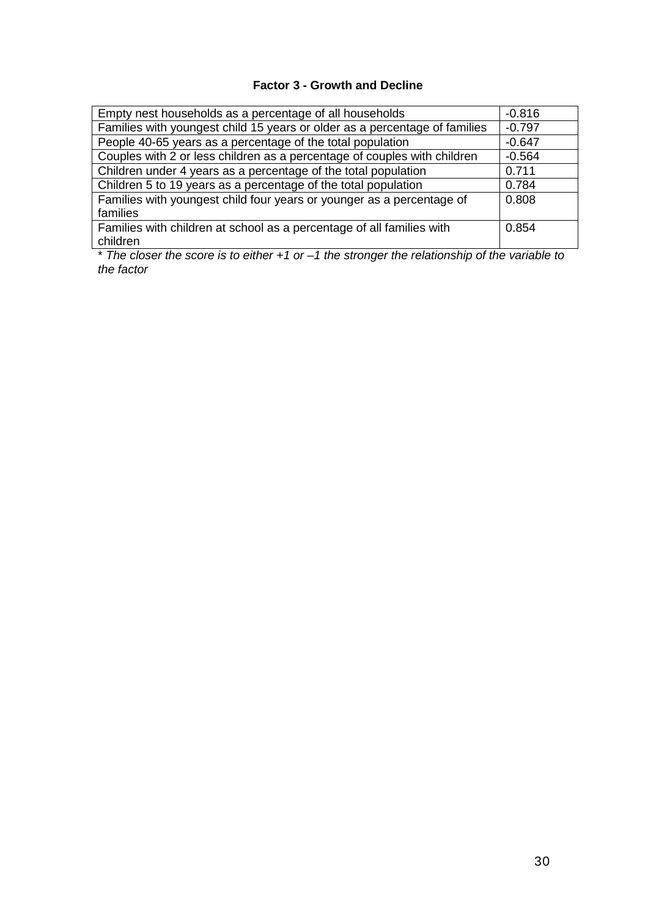**Factor 3 - Growth and Decline**

| Variable | Score |
|---|---|
| Empty nest households as a percentage of all households | -0.816 |
| Families with youngest child 15 years or older as a percentage of families | -0.797 |
| People 40-65 years as a percentage of the total population | -0.647 |
| Couples with 2 or less children as a percentage of couples with children | -0.564 |
| Children under 4 years as a percentage of the total population | 0.711 |
| Children 5 to 19 years as a percentage of the total population | 0.784 |
| Families with youngest child four years or younger as a percentage of families | 0.808 |
| Families with children at school as a percentage of all families with children | 0.854 |

* *The closer the score is to either +1 or –1 the stronger the relationship of the variable to the factor*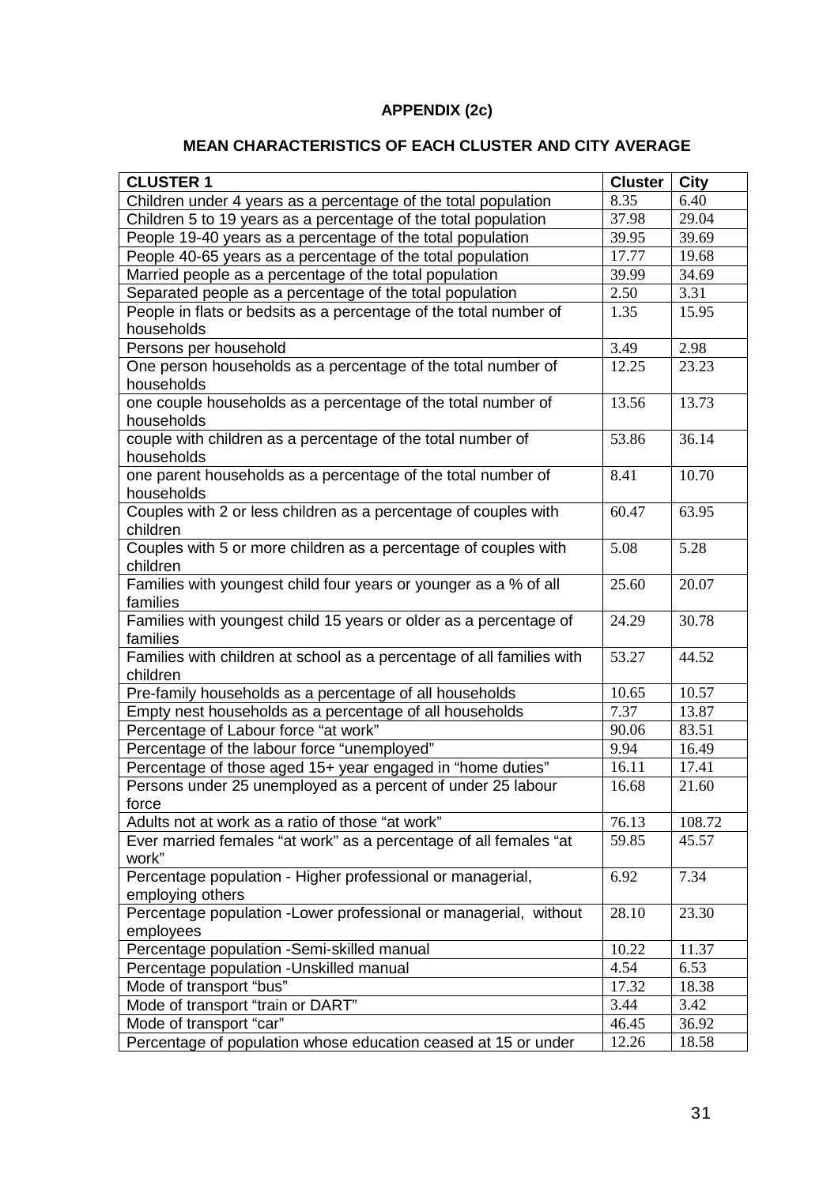**APPENDIX (2c)**

**MEAN CHARACTERISTICS OF EACH CLUSTER AND CITY AVERAGE**

| **CLUSTER 1** | **Cluster** | **City** |
|---|---|---|
| Children under 4 years as a percentage of the total population | 8.35 | 6.40 |
| Children 5 to 19 years as a percentage of the total population | 37.98 | 29.04 |
| People 19-40 years as a percentage of the total population | 39.95 | 39.69 |
| People 40-65 years as a percentage of the total population | 17.77 | 19.68 |
| Married people as a percentage of the total population | 39.99 | 34.69 |
| Separated people as a percentage of the total population | 2.50 | 3.31 |
| People in flats or bedsits as a percentage of the total number of households | 1.35 | 15.95 |
| Persons per household | 3.49 | 2.98 |
| One person households as a percentage of the total number of households | 12.25 | 23.23 |
| one couple households as a percentage of the total number of households | 13.56 | 13.73 |
| couple with children as a percentage of the total number of households | 53.86 | 36.14 |
| one parent households as a percentage of the total number of households | 8.41 | 10.70 |
| Couples with 2 or less children as a percentage of couples with children | 60.47 | 63.95 |
| Couples with 5 or more children as a percentage of couples with children | 5.08 | 5.28 |
| Families with youngest child four years or younger as a % of all families | 25.60 | 20.07 |
| Families with youngest child 15 years or older as a percentage of families | 24.29 | 30.78 |
| Families with children at school as a percentage of all families with children | 53.27 | 44.52 |
| Pre-family households as a percentage of all households | 10.65 | 10.57 |
| Empty nest households as a percentage of all households | 7.37 | 13.87 |
| Percentage of Labour force “at work” | 90.06 | 83.51 |
| Percentage of the labour force “unemployed” | 9.94 | 16.49 |
| Percentage of those aged 15+ year engaged in “home duties” | 16.11 | 17.41 |
| Persons under 25 unemployed as a percent of under 25 labour force | 16.68 | 21.60 |
| Adults not at work as a ratio of those “at work” | 76.13 | 108.72 |
| Ever married females “at work” as a percentage of all females “at work” | 59.85 | 45.57 |
| Percentage population - Higher professional or managerial, employing others | 6.92 | 7.34 |
| Percentage population -Lower professional or managerial, without employees | 28.10 | 23.30 |
| Percentage population -Semi-skilled manual | 10.22 | 11.37 |
| Percentage population -Unskilled manual | 4.54 | 6.53 |
| Mode of transport “bus” | 17.32 | 18.38 |
| Mode of transport “train or DART” | 3.44 | 3.42 |
| Mode of transport “car” | 46.45 | 36.92 |
| Percentage of population whose education ceased at 15 or under | 12.26 | 18.58 |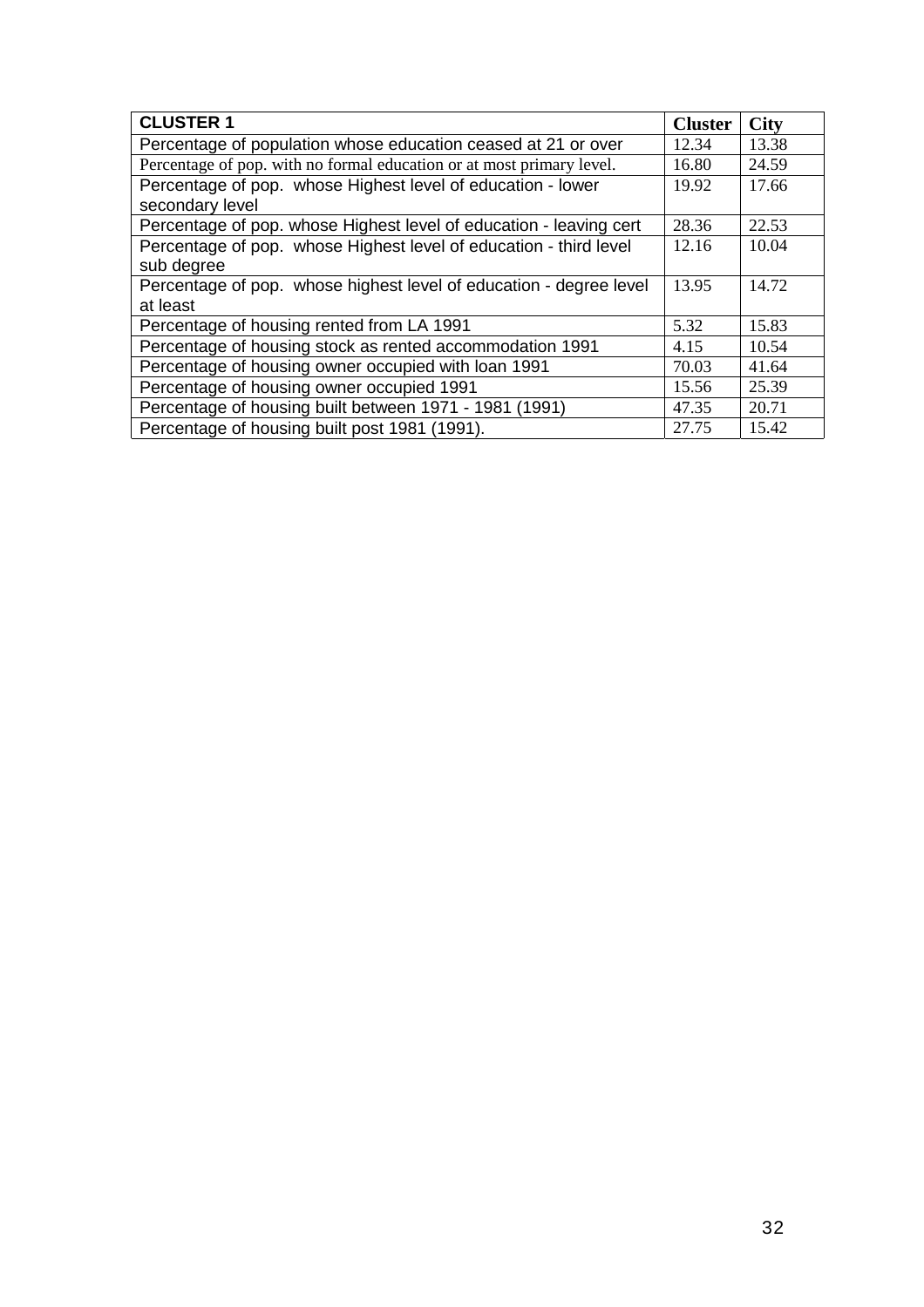| CLUSTER 1 | Cluster | City |
|---|---|---|
| Percentage of population whose education ceased at 21 or over | 12.34 | 13.38 |
| Percentage of pop. with no formal education or at most primary level. | 16.80 | 24.59 |
| Percentage of pop. whose Highest level of education - lower secondary level | 19.92 | 17.66 |
| Percentage of pop. whose Highest level of education - leaving cert | 28.36 | 22.53 |
| Percentage of pop. whose Highest level of education - third level sub degree | 12.16 | 10.04 |
| Percentage of pop. whose highest level of education - degree level at least | 13.95 | 14.72 |
| Percentage of housing rented from LA 1991 | 5.32 | 15.83 |
| Percentage of housing stock as rented accommodation 1991 | 4.15 | 10.54 |
| Percentage of housing owner occupied with loan 1991 | 70.03 | 41.64 |
| Percentage of housing owner occupied 1991 | 15.56 | 25.39 |
| Percentage of housing built between 1971 - 1981 (1991) | 47.35 | 20.71 |
| Percentage of housing built post 1981 (1991). | 27.75 | 15.42 |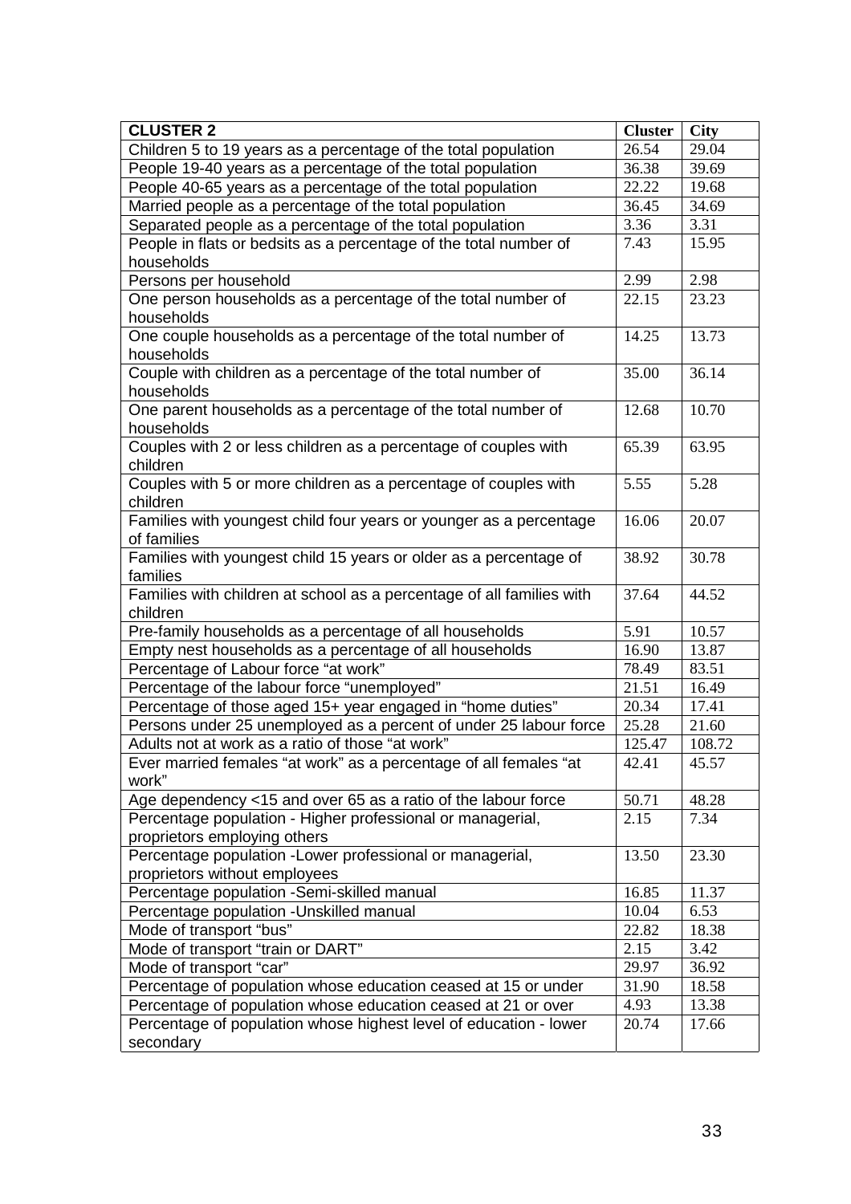| CLUSTER 2 | Cluster | City |
|---|---|---|
| Children 5 to 19 years as a percentage of the total population | 26.54 | 29.04 |
| People 19-40 years as a percentage of the total population | 36.38 | 39.69 |
| People 40-65 years as a percentage of the total population | 22.22 | 19.68 |
| Married people as a percentage of the total population | 36.45 | 34.69 |
| Separated people as a percentage of the total population | 3.36 | 3.31 |
| People in flats or bedsits as a percentage of the total number of households | 7.43 | 15.95 |
| Persons per household | 2.99 | 2.98 |
| One person households as a percentage of the total number of households | 22.15 | 23.23 |
| One couple households as a percentage of the total number of households | 14.25 | 13.73 |
| Couple with children as a percentage of the total number of households | 35.00 | 36.14 |
| One parent households as a percentage of the total number of households | 12.68 | 10.70 |
| Couples with 2 or less children as a percentage of couples with children | 65.39 | 63.95 |
| Couples with 5 or more children as a percentage of couples with children | 5.55 | 5.28 |
| Families with youngest child four years or younger as a percentage of families | 16.06 | 20.07 |
| Families with youngest child 15 years or older as a percentage of families | 38.92 | 30.78 |
| Families with children at school as a percentage of all families with children | 37.64 | 44.52 |
| Pre-family households as a percentage of all households | 5.91 | 10.57 |
| Empty nest households as a percentage of all households | 16.90 | 13.87 |
| Percentage of Labour force "at work" | 78.49 | 83.51 |
| Percentage of the labour force "unemployed" | 21.51 | 16.49 |
| Percentage of those aged 15+ year engaged in "home duties" | 20.34 | 17.41 |
| Persons under 25 unemployed as a percent of under 25 labour force | 25.28 | 21.60 |
| Adults not at work as a ratio of those "at work" | 125.47 | 108.72 |
| Ever married females "at work" as a percentage of all females "at work" | 42.41 | 45.57 |
| Age dependency <15 and over 65 as a ratio of the labour force | 50.71 | 48.28 |
| Percentage population - Higher professional or managerial, proprietors employing others | 2.15 | 7.34 |
| Percentage population -Lower professional or managerial, proprietors without employees | 13.50 | 23.30 |
| Percentage population -Semi-skilled manual | 16.85 | 11.37 |
| Percentage population -Unskilled manual | 10.04 | 6.53 |
| Mode of transport "bus" | 22.82 | 18.38 |
| Mode of transport "train or DART" | 2.15 | 3.42 |
| Mode of transport "car" | 29.97 | 36.92 |
| Percentage of population whose education ceased at 15 or under | 31.90 | 18.58 |
| Percentage of population whose education ceased at 21 or over | 4.93 | 13.38 |
| Percentage of population whose highest level of education - lower secondary | 20.74 | 17.66 |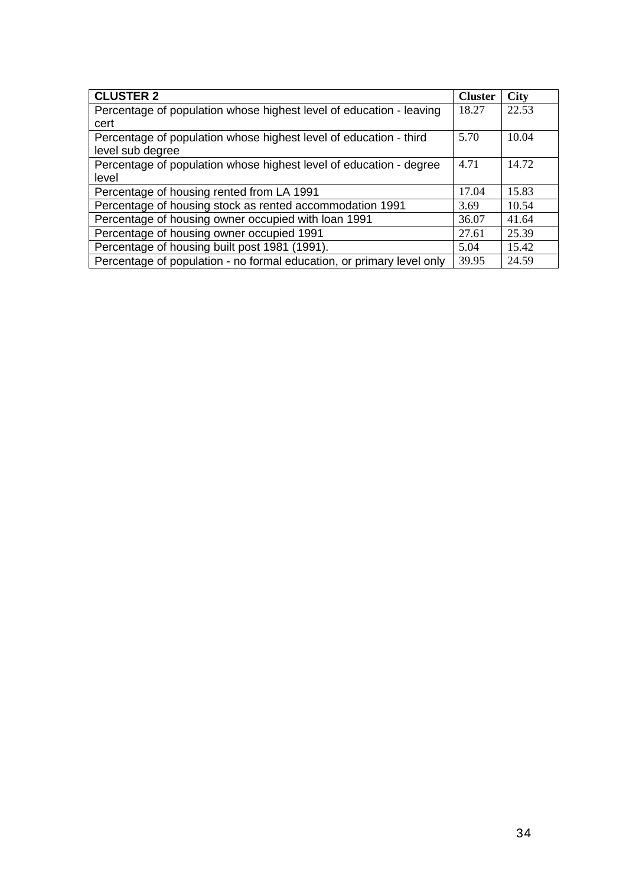| CLUSTER 2 | Cluster | City |
|---|---|---|
| Percentage of population whose highest level of education - leaving cert | 18.27 | 22.53 |
| Percentage of population whose highest level of education - third level sub degree | 5.70 | 10.04 |
| Percentage of population whose highest level of education - degree level | 4.71 | 14.72 |
| Percentage of housing rented from LA 1991 | 17.04 | 15.83 |
| Percentage of housing stock as rented accommodation 1991 | 3.69 | 10.54 |
| Percentage of housing owner occupied with loan 1991 | 36.07 | 41.64 |
| Percentage of housing owner occupied 1991 | 27.61 | 25.39 |
| Percentage of housing built post 1981 (1991). | 5.04 | 15.42 |
| Percentage of population - no formal education, or primary level only | 39.95 | 24.59 |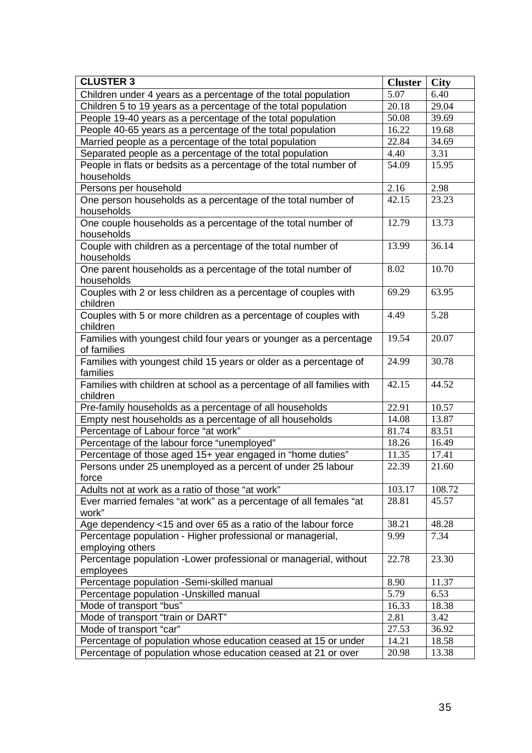| CLUSTER 3 | Cluster | City |
|---|---|---|
| Children under 4 years as a percentage of the total population | 5.07 | 6.40 |
| Children 5 to 19 years as a percentage of the total population | 20.18 | 29.04 |
| People 19-40 years as a percentage of the total population | 50.08 | 39.69 |
| People 40-65 years as a percentage of the total population | 16.22 | 19.68 |
| Married people as a percentage of the total population | 22.84 | 34.69 |
| Separated people as a percentage of the total population | 4.40 | 3.31 |
| People in flats or bedsits as a percentage of the total number of households | 54.09 | 15.95 |
| Persons per household | 2.16 | 2.98 |
| One person households as a percentage of the total number of households | 42.15 | 23.23 |
| One couple households as a percentage of the total number of households | 12.79 | 13.73 |
| Couple with children as a percentage of the total number of households | 13.99 | 36.14 |
| One parent households as a percentage of the total number of households | 8.02 | 10.70 |
| Couples with 2 or less children as a percentage of couples with children | 69.29 | 63.95 |
| Couples with 5 or more children as a percentage of couples with children | 4.49 | 5.28 |
| Families with youngest child four years or younger as a percentage of families | 19.54 | 20.07 |
| Families with youngest child 15 years or older as a percentage of families | 24.99 | 30.78 |
| Families with children at school as a percentage of all families with children | 42.15 | 44.52 |
| Pre-family households as a percentage of all households | 22.91 | 10.57 |
| Empty nest households as a percentage of all households | 14.08 | 13.87 |
| Percentage of Labour force "at work" | 81.74 | 83.51 |
| Percentage of the labour force "unemployed" | 18.26 | 16.49 |
| Percentage of those aged 15+ year engaged in "home duties" | 11.35 | 17.41 |
| Persons under 25 unemployed as a percent of under 25 labour force | 22.39 | 21.60 |
| Adults not at work as a ratio of those "at work" | 103.17 | 108.72 |
| Ever married females "at work" as a percentage of all females "at work" | 28.81 | 45.57 |
| Age dependency <15 and over 65 as a ratio of the labour force | 38.21 | 48.28 |
| Percentage population - Higher professional or managerial, employing others | 9.99 | 7.34 |
| Percentage population -Lower professional or managerial, without employees | 22.78 | 23.30 |
| Percentage population -Semi-skilled manual | 8.90 | 11.37 |
| Percentage population -Unskilled manual | 5.79 | 6.53 |
| Mode of transport "bus" | 16.33 | 18.38 |
| Mode of transport "train or DART" | 2.81 | 3.42 |
| Mode of transport "car" | 27.53 | 36.92 |
| Percentage of population whose education ceased at 15 or under | 14.21 | 18.58 |
| Percentage of population whose education ceased at 21 or over | 20.98 | 13.38 |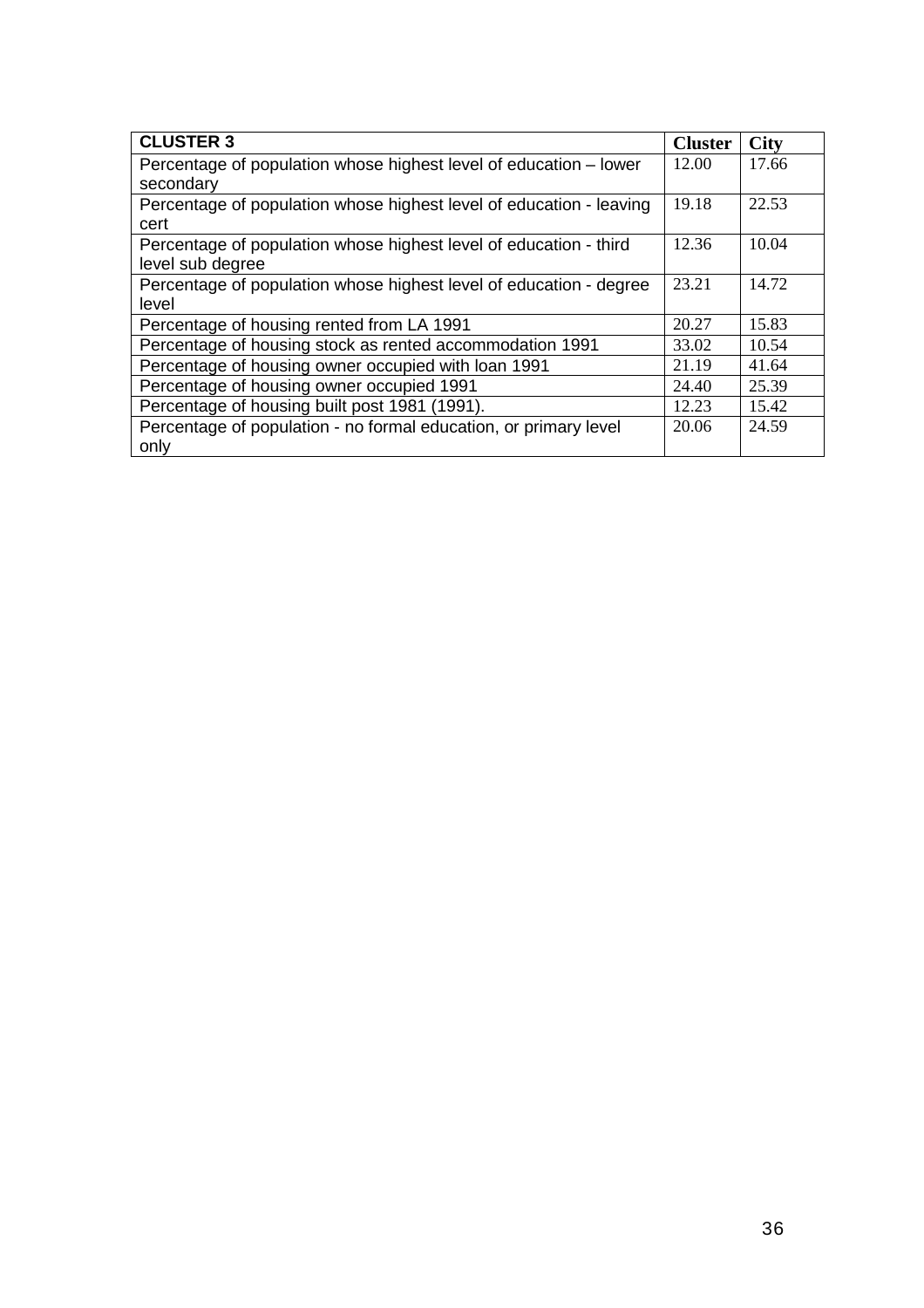| **CLUSTER 3** | **Cluster** | **City** |
| --- | --- | --- |
| Percentage of population whose highest level of education – lower secondary | 12.00 | 17.66 |
| Percentage of population whose highest level of education - leaving cert | 19.18 | 22.53 |
| Percentage of population whose highest level of education - third level sub degree | 12.36 | 10.04 |
| Percentage of population whose highest level of education - degree level | 23.21 | 14.72 |
| Percentage of housing rented from LA 1991 | 20.27 | 15.83 |
| Percentage of housing stock as rented accommodation 1991 | 33.02 | 10.54 |
| Percentage of housing owner occupied with loan 1991 | 21.19 | 41.64 |
| Percentage of housing owner occupied 1991 | 24.40 | 25.39 |
| Percentage of housing built post 1981 (1991). | 12.23 | 15.42 |
| Percentage of population - no formal education, or primary level only | 20.06 | 24.59 |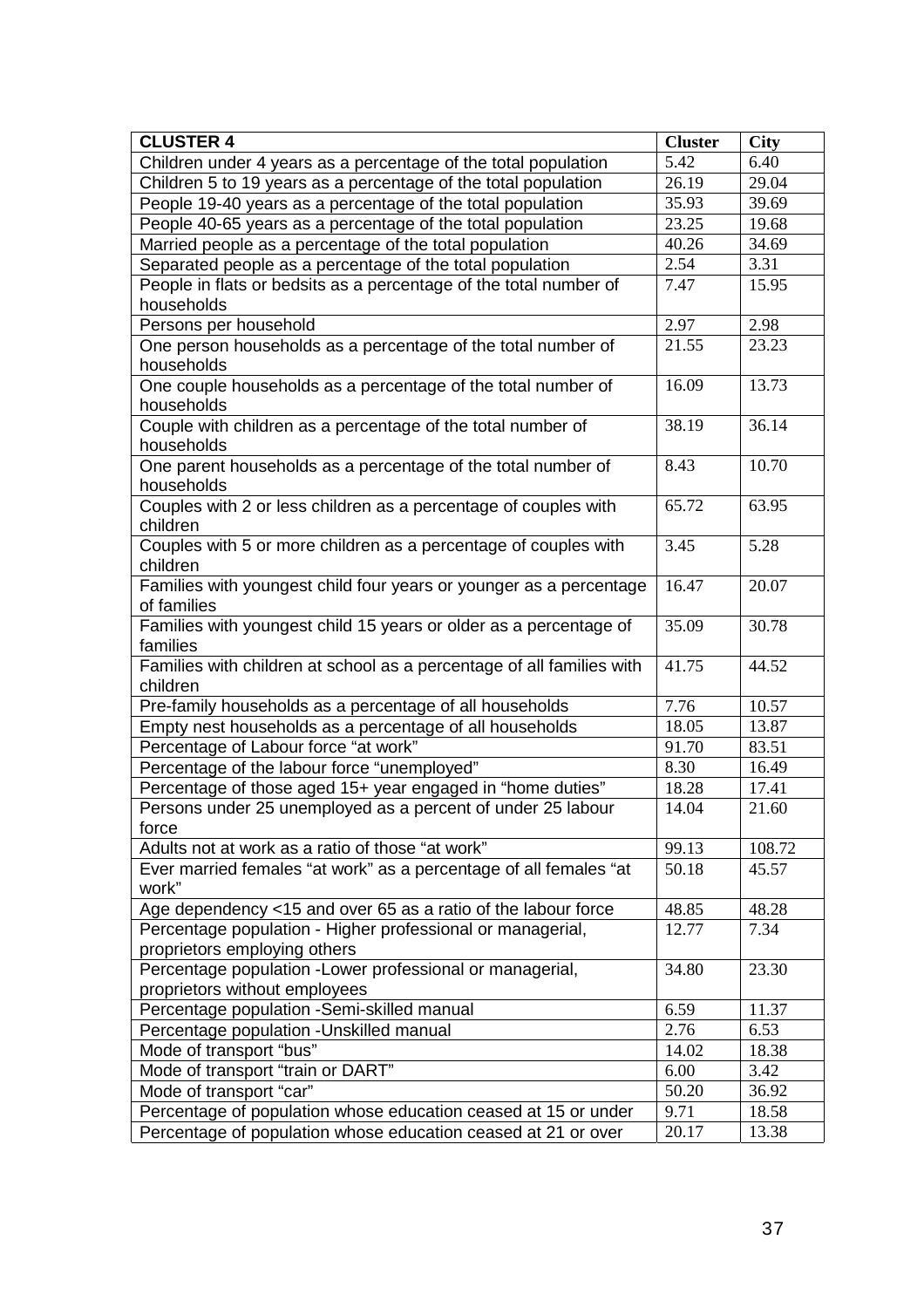| CLUSTER 4 | Cluster | City |
|---|---|---|
| Children under 4 years as a percentage of the total population | 5.42 | 6.40 |
| Children 5 to 19 years as a percentage of the total population | 26.19 | 29.04 |
| People 19-40 years as a percentage of the total population | 35.93 | 39.69 |
| People 40-65 years as a percentage of the total population | 23.25 | 19.68 |
| Married people as a percentage of the total population | 40.26 | 34.69 |
| Separated people as a percentage of the total population | 2.54 | 3.31 |
| People in flats or bedsits as a percentage of the total number of households | 7.47 | 15.95 |
| Persons per household | 2.97 | 2.98 |
| One person households as a percentage of the total number of households | 21.55 | 23.23 |
| One couple households as a percentage of the total number of households | 16.09 | 13.73 |
| Couple with children as a percentage of the total number of households | 38.19 | 36.14 |
| One parent households as a percentage of the total number of households | 8.43 | 10.70 |
| Couples with 2 or less children as a percentage of couples with children | 65.72 | 63.95 |
| Couples with 5 or more children as a percentage of couples with children | 3.45 | 5.28 |
| Families with youngest child four years or younger as a percentage of families | 16.47 | 20.07 |
| Families with youngest child 15 years or older as a percentage of families | 35.09 | 30.78 |
| Families with children at school as a percentage of all families with children | 41.75 | 44.52 |
| Pre-family households as a percentage of all households | 7.76 | 10.57 |
| Empty nest households as a percentage of all households | 18.05 | 13.87 |
| Percentage of Labour force “at work” | 91.70 | 83.51 |
| Percentage of the labour force “unemployed” | 8.30 | 16.49 |
| Percentage of those aged 15+ year engaged in “home duties” | 18.28 | 17.41 |
| Persons under 25 unemployed as a percent of under 25 labour force | 14.04 | 21.60 |
| Adults not at work as a ratio of those “at work” | 99.13 | 108.72 |
| Ever married females “at work” as a percentage of all females “at work” | 50.18 | 45.57 |
| Age dependency <15 and over 65 as a ratio of the labour force | 48.85 | 48.28 |
| Percentage population - Higher professional or managerial, proprietors employing others | 12.77 | 7.34 |
| Percentage population -Lower professional or managerial, proprietors without employees | 34.80 | 23.30 |
| Percentage population -Semi-skilled manual | 6.59 | 11.37 |
| Percentage population -Unskilled manual | 2.76 | 6.53 |
| Mode of transport “bus” | 14.02 | 18.38 |
| Mode of transport “train or DART” | 6.00 | 3.42 |
| Mode of transport “car” | 50.20 | 36.92 |
| Percentage of population whose education ceased at 15 or under | 9.71 | 18.58 |
| Percentage of population whose education ceased at 21 or over | 20.17 | 13.38 |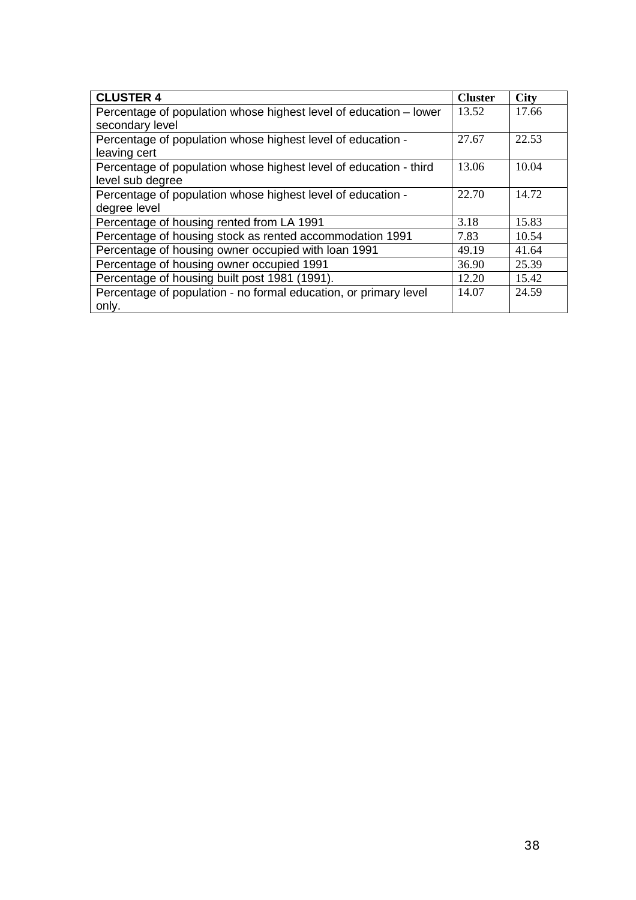| **CLUSTER 4** | **Cluster** | **City** |
|---|---|---|
| Percentage of population whose highest level of education – lower secondary level | 13.52 | 17.66 |
| Percentage of population whose highest level of education - leaving cert | 27.67 | 22.53 |
| Percentage of population whose highest level of education - third level sub degree | 13.06 | 10.04 |
| Percentage of population whose highest level of education - degree level | 22.70 | 14.72 |
| Percentage of housing rented from LA 1991 | 3.18 | 15.83 |
| Percentage of housing stock as rented accommodation 1991 | 7.83 | 10.54 |
| Percentage of housing owner occupied with loan 1991 | 49.19 | 41.64 |
| Percentage of housing owner occupied 1991 | 36.90 | 25.39 |
| Percentage of housing built post 1981 (1991). | 12.20 | 15.42 |
| Percentage of population - no formal education, or primary level only. | 14.07 | 24.59 |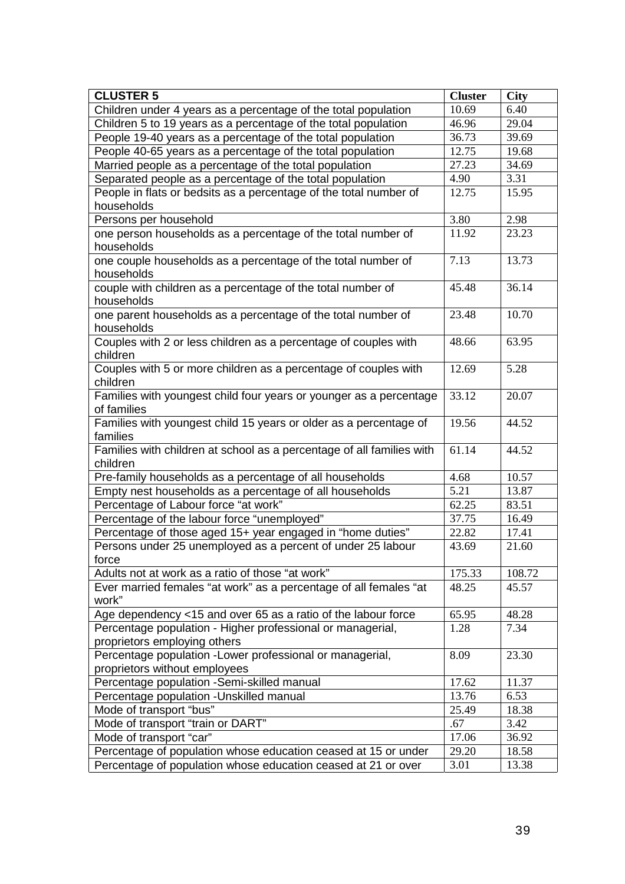| **CLUSTER 5** | **Cluster** | **City** |
|---|---|---|
| Children under 4 years as a percentage of the total population | 10.69 | 6.40 |
| Children 5 to 19 years as a percentage of the total population | 46.96 | 29.04 |
| People 19-40 years as a percentage of the total population | 36.73 | 39.69 |
| People 40-65 years as a percentage of the total population | 12.75 | 19.68 |
| Married people as a percentage of the total population | 27.23 | 34.69 |
| Separated people as a percentage of the total population | 4.90 | 3.31 |
| People in flats or bedsits as a percentage of the total number of households | 12.75 | 15.95 |
| Persons per household | 3.80 | 2.98 |
| one person households as a percentage of the total number of households | 11.92 | 23.23 |
| one couple households as a percentage of the total number of households | 7.13 | 13.73 |
| couple with children as a percentage of the total number of households | 45.48 | 36.14 |
| one parent households as a percentage of the total number of households | 23.48 | 10.70 |
| Couples with 2 or less children as a percentage of couples with children | 48.66 | 63.95 |
| Couples with 5 or more children as a percentage of couples with children | 12.69 | 5.28 |
| Families with youngest child four years or younger as a percentage of families | 33.12 | 20.07 |
| Families with youngest child 15 years or older as a percentage of families | 19.56 | 44.52 |
| Families with children at school as a percentage of all families with children | 61.14 | 44.52 |
| Pre-family households as a percentage of all households | 4.68 | 10.57 |
| Empty nest households as a percentage of all households | 5.21 | 13.87 |
| Percentage of Labour force "at work" | 62.25 | 83.51 |
| Percentage of the labour force "unemployed" | 37.75 | 16.49 |
| Percentage of those aged 15+ year engaged in "home duties" | 22.82 | 17.41 |
| Persons under 25 unemployed as a percent of under 25 labour force | 43.69 | 21.60 |
| Adults not at work as a ratio of those "at work" | 175.33 | 108.72 |
| Ever married females "at work" as a percentage of all females "at work" | 48.25 | 45.57 |
| Age dependency <15 and over 65 as a ratio of the labour force | 65.95 | 48.28 |
| Percentage population - Higher professional or managerial, proprietors employing others | 1.28 | 7.34 |
| Percentage population -Lower professional or managerial, proprietors without employees | 8.09 | 23.30 |
| Percentage population -Semi-skilled manual | 17.62 | 11.37 |
| Percentage population -Unskilled manual | 13.76 | 6.53 |
| Mode of transport "bus" | 25.49 | 18.38 |
| Mode of transport "train or DART" | .67 | 3.42 |
| Mode of transport "car" | 17.06 | 36.92 |
| Percentage of population whose education ceased at 15 or under | 29.20 | 18.58 |
| Percentage of population whose education ceased at 21 or over | 3.01 | 13.38 |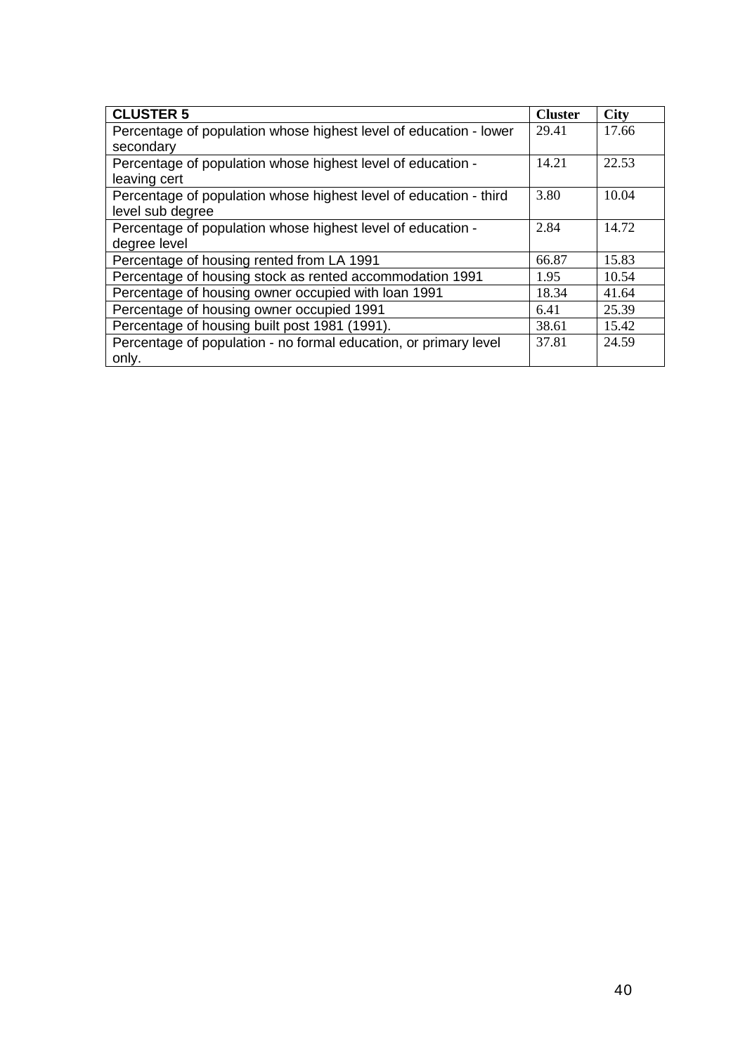| CLUSTER 5 | Cluster | City |
|---|---|---|
| Percentage of population whose highest level of education - lower secondary | 29.41 | 17.66 |
| Percentage of population whose highest level of education - leaving cert | 14.21 | 22.53 |
| Percentage of population whose highest level of education - third level sub degree | 3.80 | 10.04 |
| Percentage of population whose highest level of education - degree level | 2.84 | 14.72 |
| Percentage of housing rented from LA 1991 | 66.87 | 15.83 |
| Percentage of housing stock as rented accommodation 1991 | 1.95 | 10.54 |
| Percentage of housing owner occupied with loan 1991 | 18.34 | 41.64 |
| Percentage of housing owner occupied 1991 | 6.41 | 25.39 |
| Percentage of housing built post 1981 (1991). | 38.61 | 15.42 |
| Percentage of population - no formal education, or primary level only. | 37.81 | 24.59 |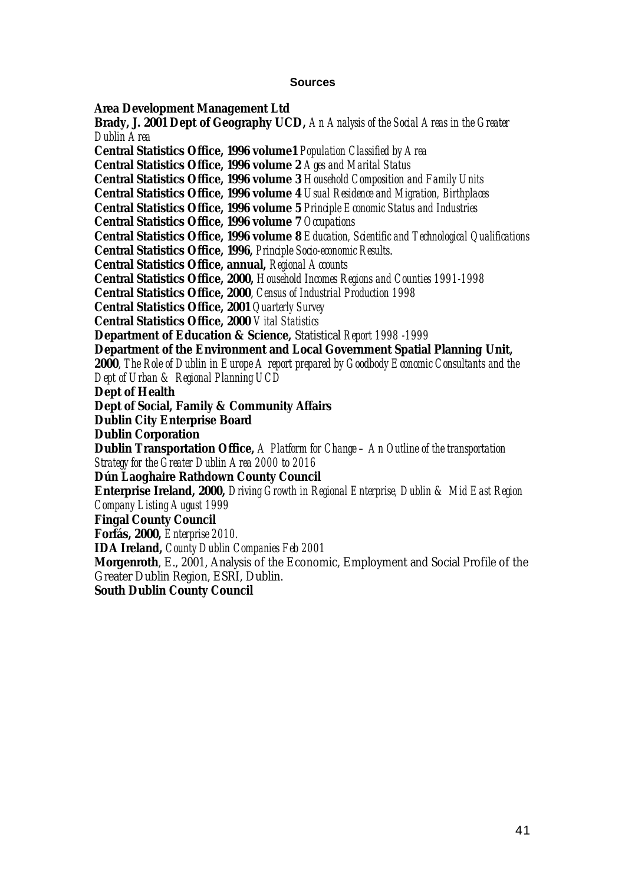## Sources

**Area Development Management Ltd**
**Brady, J. 2001 Dept of Geography UCD,** *An Analysis of the Social Areas in the Greater Dublin Area*
**Central Statistics Office, 1996 volume1** *Population Classified by Area*
**Central Statistics Office, 1996 volume 2** *Ages and Marital Status*
**Central Statistics Office, 1996 volume 3** *Household Composition and Family Units*
**Central Statistics Office, 1996 volume 4** *Usual Residence and Migration, Birthplaces*
**Central Statistics Office, 1996 volume 5** *Principle Economic Status and Industries*
**Central Statistics Office, 1996 volume 7** *Occupations*
**Central Statistics Office, 1996 volume 8** *Education, Scientific and Technological Qualifications*
**Central Statistics Office, 1996,** *Principle Socio-economic Results.*
**Central Statistics Office, annual,** *Regional Accounts*
**Central Statistics Office, 2000,** *Household Incomes Regions and Counties 1991-1998*
**Central Statistics Office, 2000**, *Census of Industrial Production 1998*
**Central Statistics Office, 2001** *Quarterly Survey*
**Central Statistics Office, 2000** *Vital Statistics*
**Department of Education & Science,** Statistical *Report 1998 -1999*
**Department of the Environment and Local Government Spatial Planning Unit, 2000**, *The Role of Dublin in Europe A report prepared by Goodbody Economic Consultants and the Dept of Urban & Regional Planning UCD*
**Dept of Health**
**Dept of Social, Family & Community Affairs**
**Dublin City Enterprise Board**
**Dublin Corporation**
**Dublin Transportation Office,** *A Platform for Change – An Outline of the transportation Strategy for the Greater Dublin Area 2000 to 2016*
**Dún Laoghaire Rathdown County Council**
**Enterprise Ireland, 2000,** *Driving Growth in Regional Enterprise, Dublin & Mid East Region Company Listing August 1999*
**Fingal County Council**
**Forfás, 2000,** *Enterprise 2010.*
**IDA Ireland,** *County Dublin Companies Feb 2001*
**Morgenroth**, E., 2001, Analysis of the Economic, Employment and Social Profile of the Greater Dublin Region, ESRI, Dublin.
**South Dublin County Council**